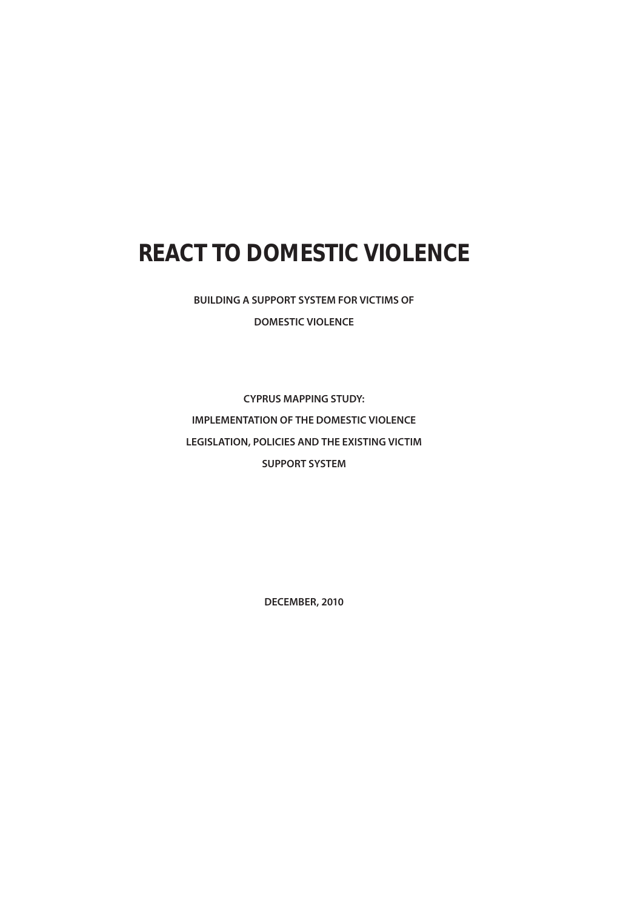# REACT TO DOMESTIC VIOLENCE

**BUILDING A SUPPORT SYSTEM FOR VICTIMS OF DOMESTIC VIOLENCE**

**CYPRUS MAPPING STUDY:**
**IMPLEMENTATION OF THE DOMESTIC VIOLENCE LEGISLATION, POLICIES AND THE EXISTING VICTIM SUPPORT SYSTEM**

**DECEMBER, 2010**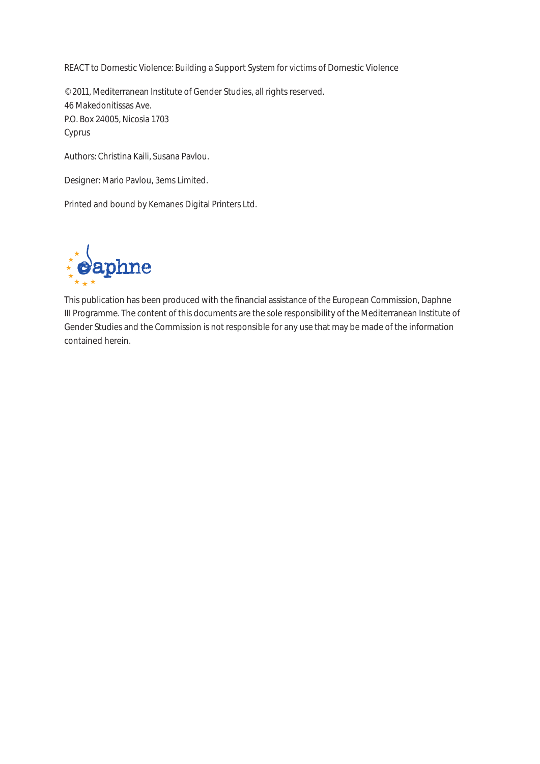REACT to Domestic Violence: Building a Support System for victims of Domestic Violence

© 2011, Mediterranean Institute of Gender Studies, all rights reserved.
46 Makedonitissas Ave.
P.O. Box 24005, Nicosia 1703
Cyprus

Authors: Christina Kaili, Susana Pavlou.

Designer: Mario Pavlou, 3ems Limited.

Printed and bound by Kemanes Digital Printers Ltd.

This publication has been produced with the financial assistance of the European Commission, Daphne III Programme. The content of this documents are the sole responsibility of the Mediterranean Institute of Gender Studies and the Commission is not responsible for any use that may be made of the information contained herein.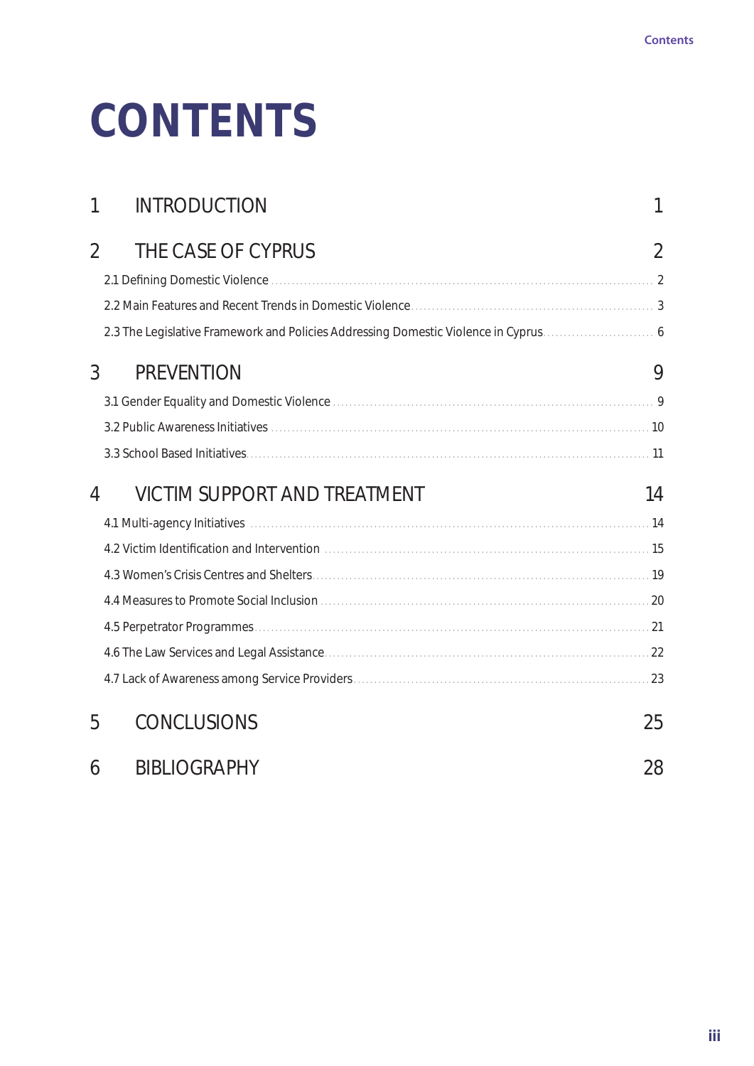# CONTENTS

| | | |
|---|---|---|
| 1 | INTRODUCTION | 1 |
| 2 | THE CASE OF CYPRUS | 2 |
| | 2.1 Defining Domestic Violence | 2 |
| | 2.2 Main Features and Recent Trends in Domestic Violence | 3 |
| | 2.3 The Legislative Framework and Policies Addressing Domestic Violence in Cyprus | 6 |
| 3 | PREVENTION | 9 |
| | 3.1 Gender Equality and Domestic Violence | 9 |
| | 3.2 Public Awareness Initiatives | 10 |
| | 3.3 School Based Initiatives | 11 |
| 4 | VICTIM SUPPORT AND TREATMENT | 14 |
| | 4.1 Multi-agency Initiatives | 14 |
| | 4.2 Victim Identification and Intervention | 15 |
| | 4.3 Women's Crisis Centres and Shelters | 19 |
| | 4.4 Measures to Promote Social Inclusion | 20 |
| | 4.5 Perpetrator Programmes | 21 |
| | 4.6 The Law Services and Legal Assistance | 22 |
| | 4.7 Lack of Awareness among Service Providers | 23 |
| 5 | CONCLUSIONS | 25 |
| 6 | BIBLIOGRAPHY | 28 |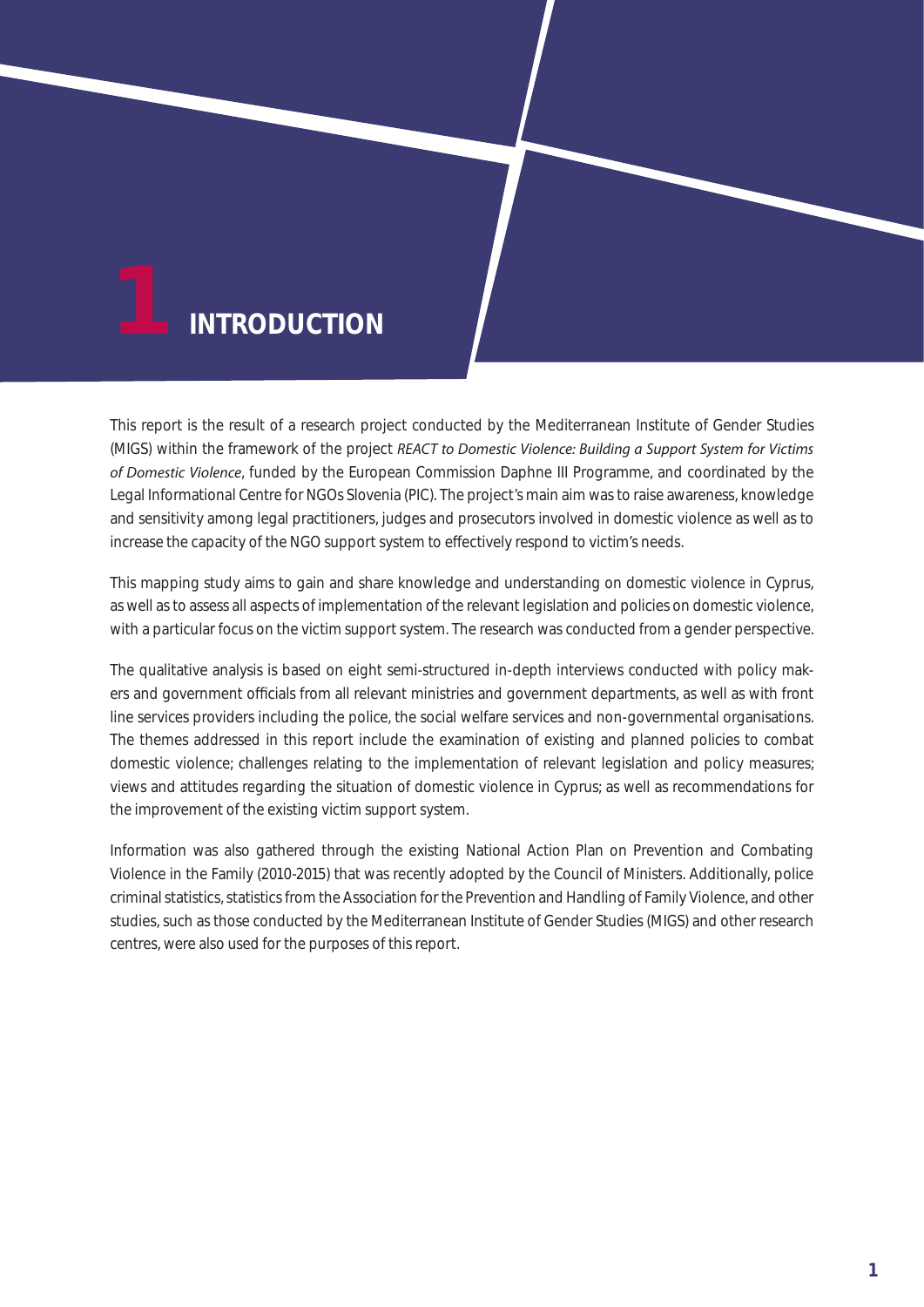# 1 INTRODUCTION

This report is the result of a research project conducted by the Mediterranean Institute of Gender Studies (MIGS) within the framework of the project *REACT to Domestic Violence: Building a Support System for Victims of Domestic Violence*, funded by the European Commission Daphne III Programme, and coordinated by the Legal Informational Centre for NGOs Slovenia (PIC). The project's main aim was to raise awareness, knowledge and sensitivity among legal practitioners, judges and prosecutors involved in domestic violence as well as to increase the capacity of the NGO support system to effectively respond to victim's needs.

This mapping study aims to gain and share knowledge and understanding on domestic violence in Cyprus, as well as to assess all aspects of implementation of the relevant legislation and policies on domestic violence, with a particular focus on the victim support system. The research was conducted from a gender perspective.

The qualitative analysis is based on eight semi-structured in-depth interviews conducted with policy makers and government officials from all relevant ministries and government departments, as well as with front line services providers including the police, the social welfare services and non-governmental organisations. The themes addressed in this report include the examination of existing and planned policies to combat domestic violence; challenges relating to the implementation of relevant legislation and policy measures; views and attitudes regarding the situation of domestic violence in Cyprus; as well as recommendations for the improvement of the existing victim support system.

Information was also gathered through the existing National Action Plan on Prevention and Combating Violence in the Family (2010-2015) that was recently adopted by the Council of Ministers. Additionally, police criminal statistics, statistics from the Association for the Prevention and Handling of Family Violence, and other studies, such as those conducted by the Mediterranean Institute of Gender Studies (MIGS) and other research centres, were also used for the purposes of this report.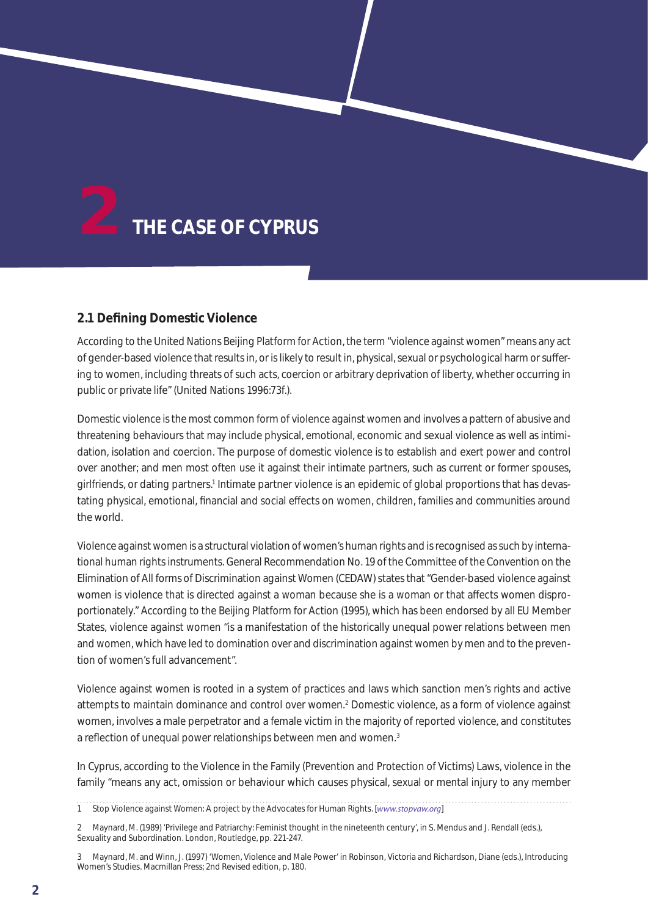# 2 THE CASE OF CYPRUS

## 2.1 Defining Domestic Violence

According to the United Nations Beijing Platform for Action, the term "violence against women" means any act of gender-based violence that results in, or is likely to result in, physical, sexual or psychological harm or suffering to women, including threats of such acts, coercion or arbitrary deprivation of liberty, whether occurring in public or private life" (United Nations 1996:73f.).

Domestic violence is the most common form of violence against women and involves a pattern of abusive and threatening behaviours that may include physical, emotional, economic and sexual violence as well as intimidation, isolation and coercion. The purpose of domestic violence is to establish and exert power and control over another; and men most often use it against their intimate partners, such as current or former spouses, girlfriends, or dating partners.[1] Intimate partner violence is an epidemic of global proportions that has devastating physical, emotional, financial and social effects on women, children, families and communities around the world.

Violence against women is a structural violation of women's human rights and is recognised as such by international human rights instruments. General Recommendation No. 19 of the Committee of the Convention on the Elimination of All forms of Discrimination against Women (CEDAW) states that "Gender-based violence against women is violence that is directed against a woman because she is a woman or that affects women disproportionately." According to the Beijing Platform for Action (1995), which has been endorsed by all EU Member States, violence against women "is a manifestation of the historically unequal power relations between men and women, which have led to domination over and discrimination against women by men and to the prevention of women's full advancement".

Violence against women is rooted in a system of practices and laws which sanction men's rights and active attempts to maintain dominance and control over women.[2] Domestic violence, as a form of violence against women, involves a male perpetrator and a female victim in the majority of reported violence, and constitutes a reflection of unequal power relationships between men and women.[3]

In Cyprus, according to the Violence in the Family (Prevention and Protection of Victims) Laws, violence in the family "means any act, omission or behaviour which causes physical, sexual or mental injury to any member

---

1 Stop Violence against Women: A project by the Advocates for Human Rights. [www.stopvaw.org]

2 Maynard, M. (1989) 'Privilege and Patriarchy: Feminist thought in the nineteenth century', in S. Mendus and J. Rendall (eds.), Sexuality and Subordination. London, Routledge, pp. 221-247.

3 Maynard, M. and Winn, J. (1997) 'Women, Violence and Male Power' in Robinson, Victoria and Richardson, Diane (eds.), Introducing Women's Studies. Macmillan Press; 2nd Revised edition, p. 180.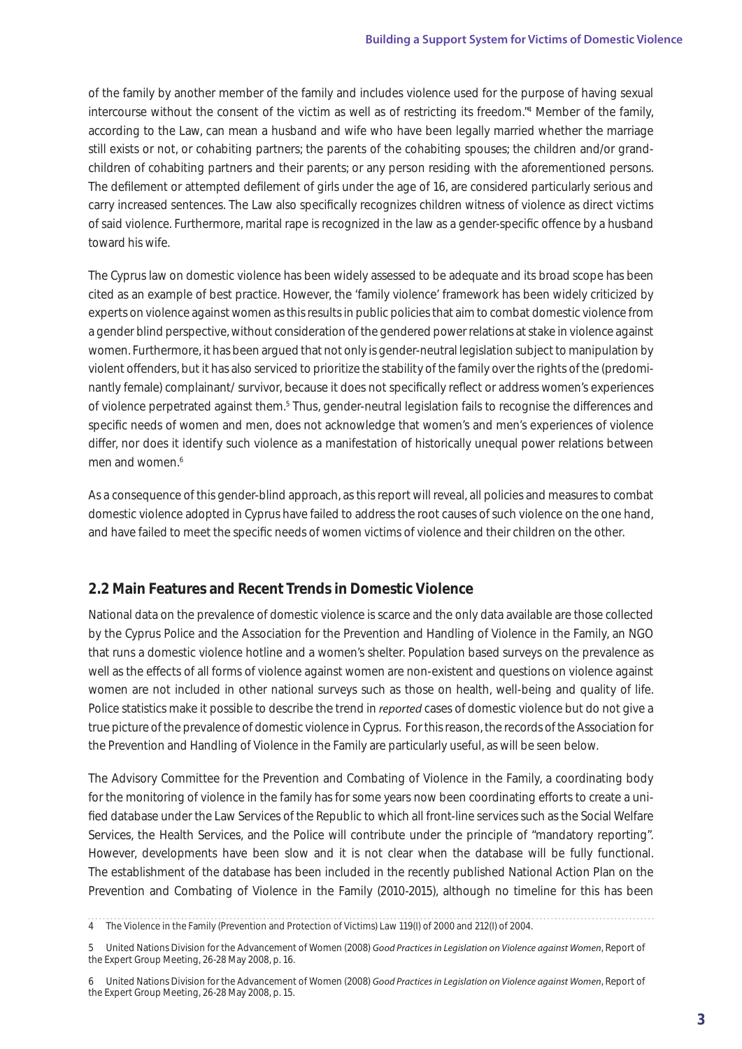of the family by another member of the family and includes violence used for the purpose of having sexual intercourse without the consent of the victim as well as of restricting its freedom."[4] Member of the family, according to the Law, can mean a husband and wife who have been legally married whether the marriage still exists or not, or cohabiting partners; the parents of the cohabiting spouses; the children and/or grandchildren of cohabiting partners and their parents; or any person residing with the aforementioned persons. The defilement or attempted defilement of girls under the age of 16, are considered particularly serious and carry increased sentences. The Law also specifically recognizes children witness of violence as direct victims of said violence. Furthermore, marital rape is recognized in the law as a gender-specific offence by a husband toward his wife.

The Cyprus law on domestic violence has been widely assessed to be adequate and its broad scope has been cited as an example of best practice. However, the 'family violence' framework has been widely criticized by experts on violence against women as this results in public policies that aim to combat domestic violence from a gender blind perspective, without consideration of the gendered power relations at stake in violence against women. Furthermore, it has been argued that not only is gender-neutral legislation subject to manipulation by violent offenders, but it has also serviced to prioritize the stability of the family over the rights of the (predominantly female) complainant/ survivor, because it does not specifically reflect or address women's experiences of violence perpetrated against them.[5] Thus, gender-neutral legislation fails to recognise the differences and specific needs of women and men, does not acknowledge that women's and men's experiences of violence differ, nor does it identify such violence as a manifestation of historically unequal power relations between men and women.[6]

As a consequence of this gender-blind approach, as this report will reveal, all policies and measures to combat domestic violence adopted in Cyprus have failed to address the root causes of such violence on the one hand, and have failed to meet the specific needs of women victims of violence and their children on the other.

## 2.2 Main Features and Recent Trends in Domestic Violence

National data on the prevalence of domestic violence is scarce and the only data available are those collected by the Cyprus Police and the Association for the Prevention and Handling of Violence in the Family, an NGO that runs a domestic violence hotline and a women's shelter. Population based surveys on the prevalence as well as the effects of all forms of violence against women are non-existent and questions on violence against women are not included in other national surveys such as those on health, well-being and quality of life. Police statistics make it possible to describe the trend in *reported* cases of domestic violence but do not give a true picture of the prevalence of domestic violence in Cyprus. For this reason, the records of the Association for the Prevention and Handling of Violence in the Family are particularly useful, as will be seen below.

The Advisory Committee for the Prevention and Combating of Violence in the Family, a coordinating body for the monitoring of violence in the family has for some years now been coordinating efforts to create a unified database under the Law Services of the Republic to which all front-line services such as the Social Welfare Services, the Health Services, and the Police will contribute under the principle of "mandatory reporting". However, developments have been slow and it is not clear when the database will be fully functional. The establishment of the database has been included in the recently published National Action Plan on the Prevention and Combating of Violence in the Family (2010-2015), although no timeline for this has been

---

4 The Violence in the Family (Prevention and Protection of Victims) Law 119(I) of 2000 and 212(I) of 2004.

5 United Nations Division for the Advancement of Women (2008) *Good Practices in Legislation on Violence against Women*, Report of the Expert Group Meeting, 26-28 May 2008, p. 16.

6 United Nations Division for the Advancement of Women (2008) *Good Practices in Legislation on Violence against Women*, Report of the Expert Group Meeting, 26-28 May 2008, p. 15.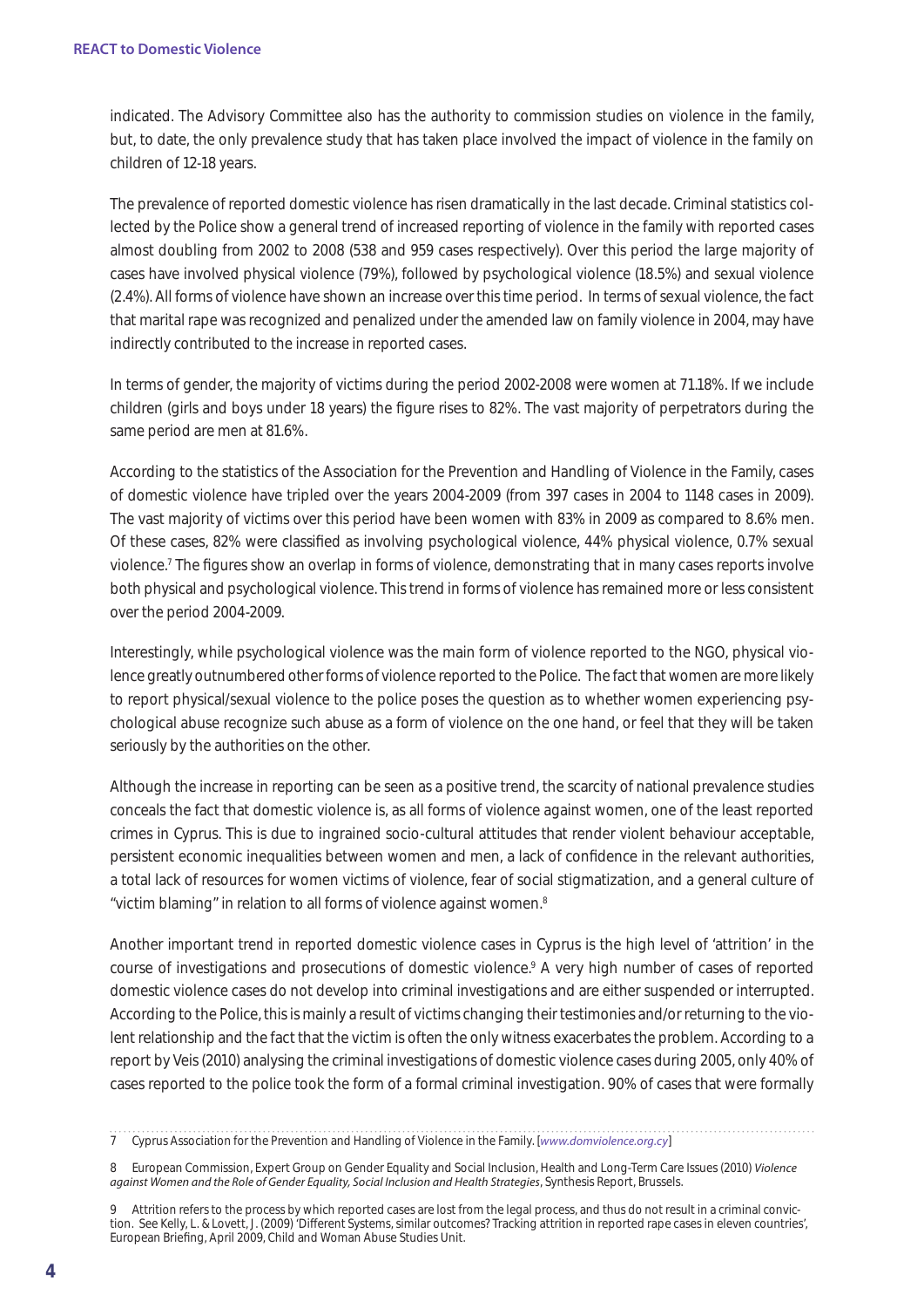indicated. The Advisory Committee also has the authority to commission studies on violence in the family, but, to date, the only prevalence study that has taken place involved the impact of violence in the family on children of 12-18 years.

The prevalence of reported domestic violence has risen dramatically in the last decade. Criminal statistics collected by the Police show a general trend of increased reporting of violence in the family with reported cases almost doubling from 2002 to 2008 (538 and 959 cases respectively). Over this period the large majority of cases have involved physical violence (79%), followed by psychological violence (18.5%) and sexual violence (2.4%). All forms of violence have shown an increase over this time period. In terms of sexual violence, the fact that marital rape was recognized and penalized under the amended law on family violence in 2004, may have indirectly contributed to the increase in reported cases.

In terms of gender, the majority of victims during the period 2002-2008 were women at 71.18%. If we include children (girls and boys under 18 years) the figure rises to 82%. The vast majority of perpetrators during the same period are men at 81.6%.

According to the statistics of the Association for the Prevention and Handling of Violence in the Family, cases of domestic violence have tripled over the years 2004-2009 (from 397 cases in 2004 to 1148 cases in 2009). The vast majority of victims over this period have been women with 83% in 2009 as compared to 8.6% men. Of these cases, 82% were classified as involving psychological violence, 44% physical violence, 0.7% sexual violence.[7] The figures show an overlap in forms of violence, demonstrating that in many cases reports involve both physical and psychological violence. This trend in forms of violence has remained more or less consistent over the period 2004-2009.

Interestingly, while psychological violence was the main form of violence reported to the NGO, physical violence greatly outnumbered other forms of violence reported to the Police. The fact that women are more likely to report physical/sexual violence to the police poses the question as to whether women experiencing psychological abuse recognize such abuse as a form of violence on the one hand, or feel that they will be taken seriously by the authorities on the other.

Although the increase in reporting can be seen as a positive trend, the scarcity of national prevalence studies conceals the fact that domestic violence is, as all forms of violence against women, one of the least reported crimes in Cyprus. This is due to ingrained socio-cultural attitudes that render violent behaviour acceptable, persistent economic inequalities between women and men, a lack of confidence in the relevant authorities, a total lack of resources for women victims of violence, fear of social stigmatization, and a general culture of "victim blaming" in relation to all forms of violence against women.[8]

Another important trend in reported domestic violence cases in Cyprus is the high level of 'attrition' in the course of investigations and prosecutions of domestic violence.[9] A very high number of cases of reported domestic violence cases do not develop into criminal investigations and are either suspended or interrupted. According to the Police, this is mainly a result of victims changing their testimonies and/or returning to the violent relationship and the fact that the victim is often the only witness exacerbates the problem. According to a report by Veis (2010) analysing the criminal investigations of domestic violence cases during 2005, only 40% of cases reported to the police took the form of a formal criminal investigation. 90% of cases that were formally

---

7 Cyprus Association for the Prevention and Handling of Violence in the Family. [*www.domviolence.org.cy*]

8 European Commission, Expert Group on Gender Equality and Social Inclusion, Health and Long-Term Care Issues (2010) *Violence against Women and the Role of Gender Equality, Social Inclusion and Health Strategies*, Synthesis Report, Brussels.

9 Attrition refers to the process by which reported cases are lost from the legal process, and thus do not result in a criminal conviction. See Kelly, L. & Lovett, J. (2009) 'Different Systems, similar outcomes? Tracking attrition in reported rape cases in eleven countries', European Briefing, April 2009, Child and Woman Abuse Studies Unit.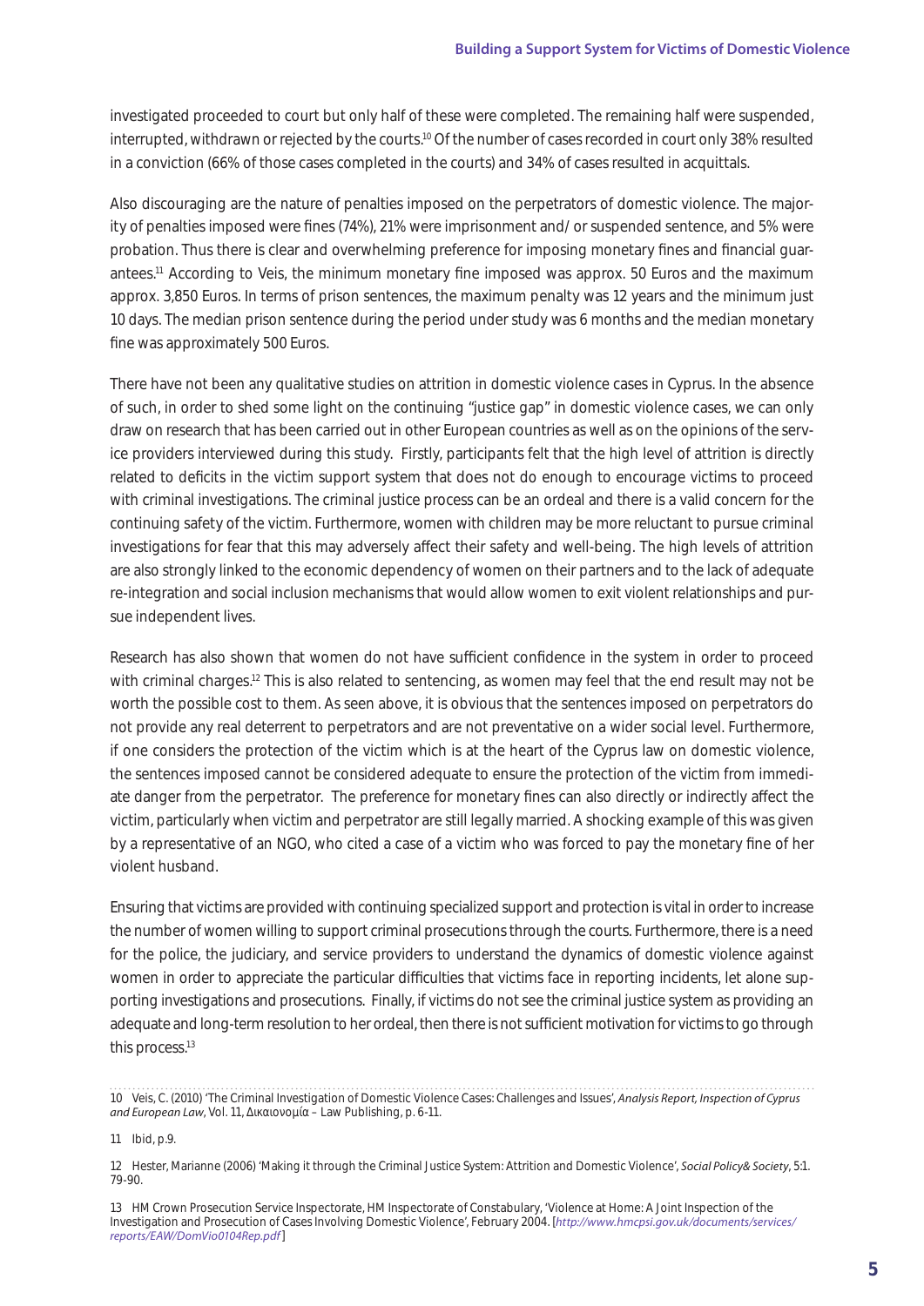investigated proceeded to court but only half of these were completed. The remaining half were suspended, interrupted, withdrawn or rejected by the courts.[10] Of the number of cases recorded in court only 38% resulted in a conviction (66% of those cases completed in the courts) and 34% of cases resulted in acquittals.

Also discouraging are the nature of penalties imposed on the perpetrators of domestic violence. The majority of penalties imposed were fines (74%), 21% were imprisonment and/ or suspended sentence, and 5% were probation. Thus there is clear and overwhelming preference for imposing monetary fines and financial guarantees.[11] According to Veis, the minimum monetary fine imposed was approx. 50 Euros and the maximum approx. 3,850 Euros. In terms of prison sentences, the maximum penalty was 12 years and the minimum just 10 days. The median prison sentence during the period under study was 6 months and the median monetary fine was approximately 500 Euros.

There have not been any qualitative studies on attrition in domestic violence cases in Cyprus. In the absence of such, in order to shed some light on the continuing "justice gap" in domestic violence cases, we can only draw on research that has been carried out in other European countries as well as on the opinions of the service providers interviewed during this study. Firstly, participants felt that the high level of attrition is directly related to deficits in the victim support system that does not do enough to encourage victims to proceed with criminal investigations. The criminal justice process can be an ordeal and there is a valid concern for the continuing safety of the victim. Furthermore, women with children may be more reluctant to pursue criminal investigations for fear that this may adversely affect their safety and well-being. The high levels of attrition are also strongly linked to the economic dependency of women on their partners and to the lack of adequate re-integration and social inclusion mechanisms that would allow women to exit violent relationships and pursue independent lives.

Research has also shown that women do not have sufficient confidence in the system in order to proceed with criminal charges.[12] This is also related to sentencing, as women may feel that the end result may not be worth the possible cost to them. As seen above, it is obvious that the sentences imposed on perpetrators do not provide any real deterrent to perpetrators and are not preventative on a wider social level. Furthermore, if one considers the protection of the victim which is at the heart of the Cyprus law on domestic violence, the sentences imposed cannot be considered adequate to ensure the protection of the victim from immediate danger from the perpetrator. The preference for monetary fines can also directly or indirectly affect the victim, particularly when victim and perpetrator are still legally married. A shocking example of this was given by a representative of an NGO, who cited a case of a victim who was forced to pay the monetary fine of her violent husband.

Ensuring that victims are provided with continuing specialized support and protection is vital in order to increase the number of women willing to support criminal prosecutions through the courts. Furthermore, there is a need for the police, the judiciary, and service providers to understand the dynamics of domestic violence against women in order to appreciate the particular difficulties that victims face in reporting incidents, let alone supporting investigations and prosecutions. Finally, if victims do not see the criminal justice system as providing an adequate and long-term resolution to her ordeal, then there is not sufficient motivation for victims to go through this process.[13]

---

10 Veis, C. (2010) 'The Criminal Investigation of Domestic Violence Cases: Challenges and Issues', *Analysis Report, Inspection of Cyprus and European Law*, Vol. 11, Δικαιονομία – Law Publishing, p. 6-11.

11 Ibid, p.9.

12 Hester, Marianne (2006) 'Making it through the Criminal Justice System: Attrition and Domestic Violence', *Social Policy& Society*, 5:1. 79-90.

13 HM Crown Prosecution Service Inspectorate, HM Inspectorate of Constabulary, 'Violence at Home: A Joint Inspection of the Investigation and Prosecution of Cases Involving Domestic Violence', February 2004. [*http://www.hmcpsi.gov.uk/documents/services/reports/EAW/DomVio0104Rep.pdf*]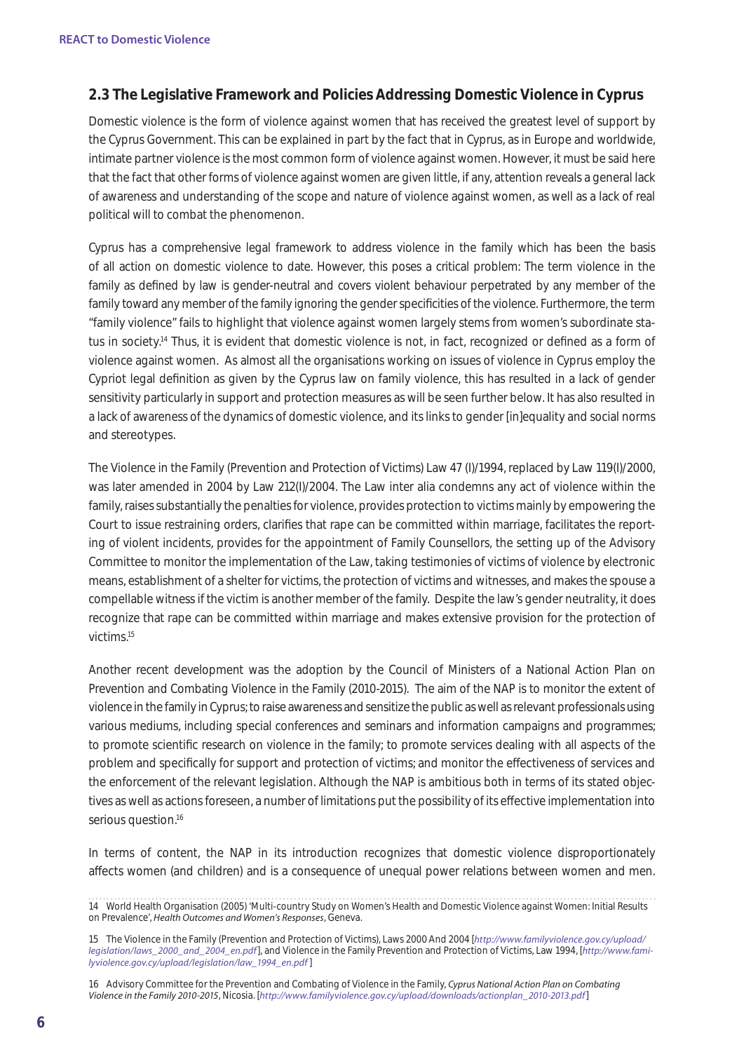## 2.3 The Legislative Framework and Policies Addressing Domestic Violence in Cyprus

Domestic violence is the form of violence against women that has received the greatest level of support by the Cyprus Government. This can be explained in part by the fact that in Cyprus, as in Europe and worldwide, intimate partner violence is the most common form of violence against women. However, it must be said here that the fact that other forms of violence against women are given little, if any, attention reveals a general lack of awareness and understanding of the scope and nature of violence against women, as well as a lack of real political will to combat the phenomenon.

Cyprus has a comprehensive legal framework to address violence in the family which has been the basis of all action on domestic violence to date. However, this poses a critical problem: The term violence in the family as defined by law is gender-neutral and covers violent behaviour perpetrated by any member of the family toward any member of the family ignoring the gender specificities of the violence. Furthermore, the term "family violence" fails to highlight that violence against women largely stems from women's subordinate status in society.[14] Thus, it is evident that domestic violence is not, in fact, recognized or defined as a form of violence against women. As almost all the organisations working on issues of violence in Cyprus employ the Cypriot legal definition as given by the Cyprus law on family violence, this has resulted in a lack of gender sensitivity particularly in support and protection measures as will be seen further below. It has also resulted in a lack of awareness of the dynamics of domestic violence, and its links to gender [in]equality and social norms and stereotypes.

The Violence in the Family (Prevention and Protection of Victims) Law 47 (I)/1994, replaced by Law 119(I)/2000, was later amended in 2004 by Law 212(I)/2004. The Law inter alia condemns any act of violence within the family, raises substantially the penalties for violence, provides protection to victims mainly by empowering the Court to issue restraining orders, clarifies that rape can be committed within marriage, facilitates the reporting of violent incidents, provides for the appointment of Family Counsellors, the setting up of the Advisory Committee to monitor the implementation of the Law, taking testimonies of victims of violence by electronic means, establishment of a shelter for victims, the protection of victims and witnesses, and makes the spouse a compellable witness if the victim is another member of the family. Despite the law's gender neutrality, it does recognize that rape can be committed within marriage and makes extensive provision for the protection of victims.[15]

Another recent development was the adoption by the Council of Ministers of a National Action Plan on Prevention and Combating Violence in the Family (2010-2015). The aim of the NAP is to monitor the extent of violence in the family in Cyprus; to raise awareness and sensitize the public as well as relevant professionals using various mediums, including special conferences and seminars and information campaigns and programmes; to promote scientific research on violence in the family; to promote services dealing with all aspects of the problem and specifically for support and protection of victims; and monitor the effectiveness of services and the enforcement of the relevant legislation. Although the NAP is ambitious both in terms of its stated objectives as well as actions foreseen, a number of limitations put the possibility of its effective implementation into serious question.[16]

In terms of content, the NAP in its introduction recognizes that domestic violence disproportionately affects women (and children) and is a consequence of unequal power relations between women and men.

---

14 World Health Organisation (2005) 'Multi-country Study on Women's Health and Domestic Violence against Women: Initial Results on Prevalence', *Health Outcomes and Women's Responses*, Geneva.

15 The Violence in the Family (Prevention and Protection of Victims), Laws 2000 And 2004 [*http://www.familyviolence.gov.cy/upload/legislation/laws_2000_and_2004_en.pdf*], and Violence in the Family Prevention and Protection of Victims, Law 1994, [*http://www.familyviolence.gov.cy/upload/legislation/law_1994_en.pdf*]

16 Advisory Committee for the Prevention and Combating of Violence in the Family, *Cyprus National Action Plan on Combating Violence in the Family 2010-2015*, Nicosia. [*http://www.familyviolence.gov.cy/upload/downloads/actionplan_2010-2013.pdf*]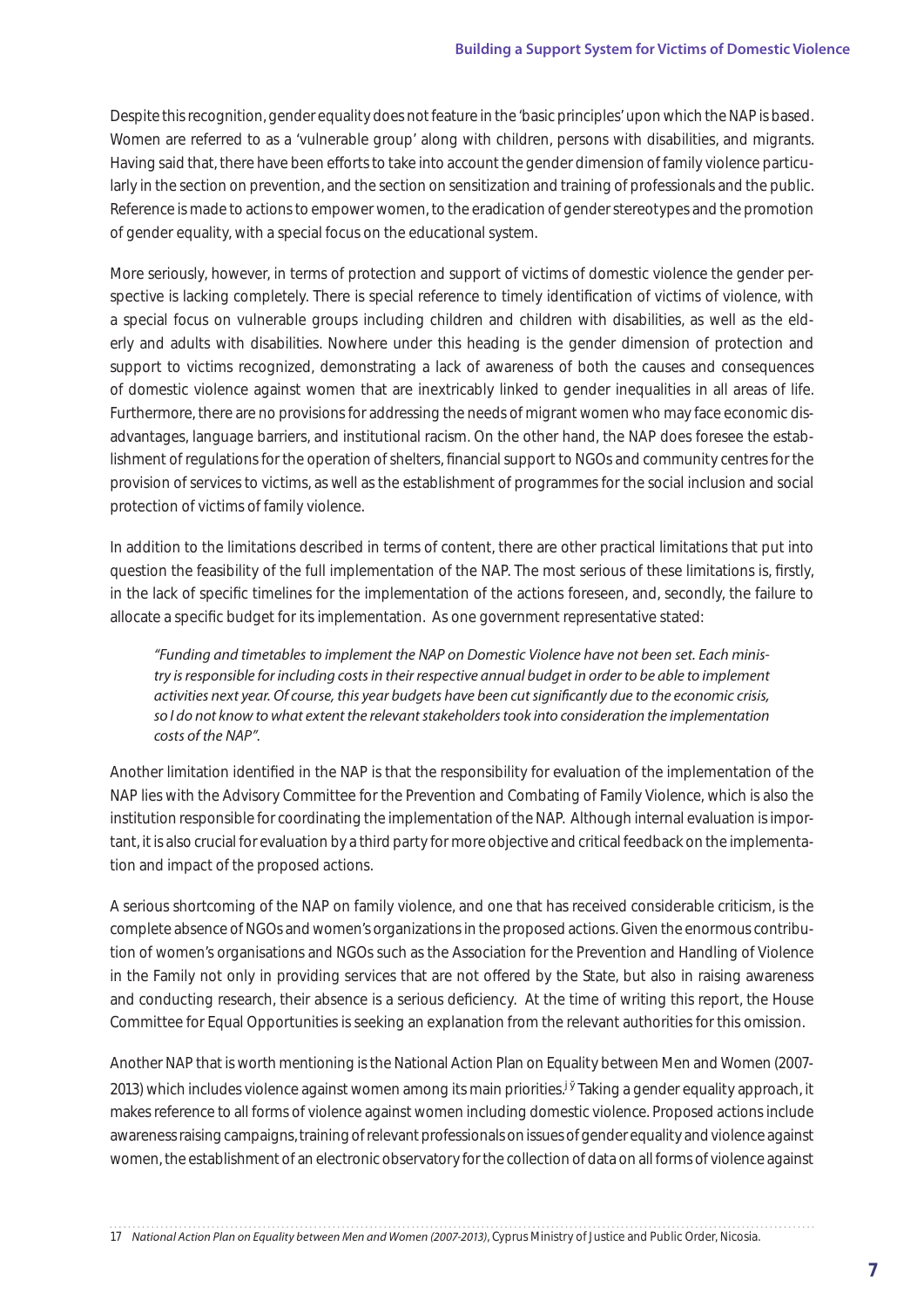Despite this recognition, gender equality does not feature in the 'basic principles' upon which the NAP is based. Women are referred to as a 'vulnerable group' along with children, persons with disabilities, and migrants. Having said that, there have been efforts to take into account the gender dimension of family violence particularly in the section on prevention, and the section on sensitization and training of professionals and the public. Reference is made to actions to empower women, to the eradication of gender stereotypes and the promotion of gender equality, with a special focus on the educational system.

More seriously, however, in terms of protection and support of victims of domestic violence the gender perspective is lacking completely. There is special reference to timely identification of victims of violence, with a special focus on vulnerable groups including children and children with disabilities, as well as the elderly and adults with disabilities. Nowhere under this heading is the gender dimension of protection and support to victims recognized, demonstrating a lack of awareness of both the causes and consequences of domestic violence against women that are inextricably linked to gender inequalities in all areas of life. Furthermore, there are no provisions for addressing the needs of migrant women who may face economic disadvantages, language barriers, and institutional racism. On the other hand, the NAP does foresee the establishment of regulations for the operation of shelters, financial support to NGOs and community centres for the provision of services to victims, as well as the establishment of programmes for the social inclusion and social protection of victims of family violence.

In addition to the limitations described in terms of content, there are other practical limitations that put into question the feasibility of the full implementation of the NAP. The most serious of these limitations is, firstly, in the lack of specific timelines for the implementation of the actions foreseen, and, secondly, the failure to allocate a specific budget for its implementation. As one government representative stated:

> *"Funding and timetables to implement the NAP on Domestic Violence have not been set. Each ministry is responsible for including costs in their respective annual budget in order to be able to implement activities next year. Of course, this year budgets have been cut significantly due to the economic crisis, so I do not know to what extent the relevant stakeholders took into consideration the implementation costs of the NAP".*

Another limitation identified in the NAP is that the responsibility for evaluation of the implementation of the NAP lies with the Advisory Committee for the Prevention and Combating of Family Violence, which is also the institution responsible for coordinating the implementation of the NAP. Although internal evaluation is important, it is also crucial for evaluation by a third party for more objective and critical feedback on the implementation and impact of the proposed actions.

A serious shortcoming of the NAP on family violence, and one that has received considerable criticism, is the complete absence of NGOs and women's organizations in the proposed actions. Given the enormous contribution of women's organisations and NGOs such as the Association for the Prevention and Handling of Violence in the Family not only in providing services that are not offered by the State, but also in raising awareness and conducting research, their absence is a serious deficiency. At the time of writing this report, the House Committee for Equal Opportunities is seeking an explanation from the relevant authorities for this omission.

Another NAP that is worth mentioning is the National Action Plan on Equality between Men and Women (2007-2013) which includes violence against women among its main priorities.[17] Taking a gender equality approach, it makes reference to all forms of violence against women including domestic violence. Proposed actions include awareness raising campaigns, training of relevant professionals on issues of gender equality and violence against women, the establishment of an electronic observatory for the collection of data on all forms of violence against

---

17 *National Action Plan on Equality between Men and Women (2007-2013)*, Cyprus Ministry of Justice and Public Order, Nicosia.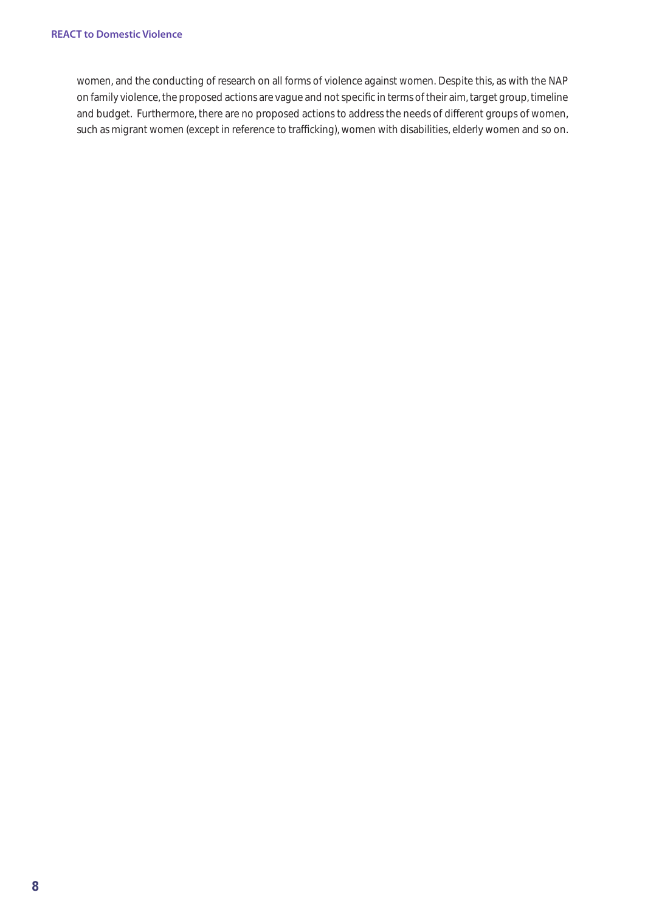women, and the conducting of research on all forms of violence against women. Despite this, as with the NAP on family violence, the proposed actions are vague and not specific in terms of their aim, target group, timeline and budget. Furthermore, there are no proposed actions to address the needs of different groups of women, such as migrant women (except in reference to trafficking), women with disabilities, elderly women and so on.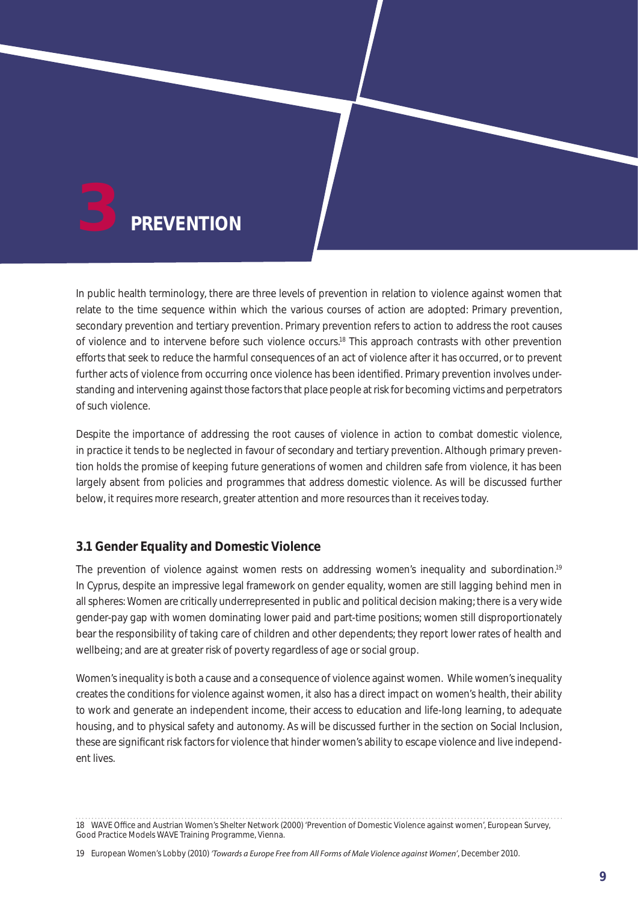# 3 PREVENTION

In public health terminology, there are three levels of prevention in relation to violence against women that relate to the time sequence within which the various courses of action are adopted: Primary prevention, secondary prevention and tertiary prevention. Primary prevention refers to action to address the root causes of violence and to intervene before such violence occurs.[18] This approach contrasts with other prevention efforts that seek to reduce the harmful consequences of an act of violence after it has occurred, or to prevent further acts of violence from occurring once violence has been identified. Primary prevention involves understanding and intervening against those factors that place people at risk for becoming victims and perpetrators of such violence.

Despite the importance of addressing the root causes of violence in action to combat domestic violence, in practice it tends to be neglected in favour of secondary and tertiary prevention. Although primary prevention holds the promise of keeping future generations of women and children safe from violence, it has been largely absent from policies and programmes that address domestic violence. As will be discussed further below, it requires more research, greater attention and more resources than it receives today.

## 3.1 Gender Equality and Domestic Violence

The prevention of violence against women rests on addressing women's inequality and subordination.[19] In Cyprus, despite an impressive legal framework on gender equality, women are still lagging behind men in all spheres: Women are critically underrepresented in public and political decision making; there is a very wide gender-pay gap with women dominating lower paid and part-time positions; women still disproportionately bear the responsibility of taking care of children and other dependents; they report lower rates of health and wellbeing; and are at greater risk of poverty regardless of age or social group.

Women's inequality is both a cause and a consequence of violence against women. While women's inequality creates the conditions for violence against women, it also has a direct impact on women's health, their ability to work and generate an independent income, their access to education and life-long learning, to adequate housing, and to physical safety and autonomy. As will be discussed further in the section on Social Inclusion, these are significant risk factors for violence that hinder women's ability to escape violence and live independent lives.

---

18 WAVE Office and Austrian Women's Shelter Network (2000) 'Prevention of Domestic Violence against women', European Survey, Good Practice Models WAVE Training Programme, Vienna.

19 European Women's Lobby (2010) *'Towards a Europe Free from All Forms of Male Violence against Women'*, December 2010.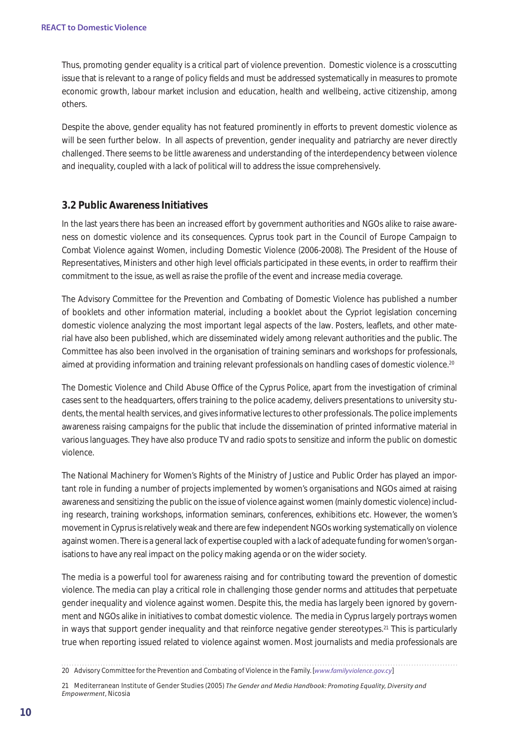Thus, promoting gender equality is a critical part of violence prevention. Domestic violence is a crosscutting issue that is relevant to a range of policy fields and must be addressed systematically in measures to promote economic growth, labour market inclusion and education, health and wellbeing, active citizenship, among others.

Despite the above, gender equality has not featured prominently in efforts to prevent domestic violence as will be seen further below. In all aspects of prevention, gender inequality and patriarchy are never directly challenged. There seems to be little awareness and understanding of the interdependency between violence and inequality, coupled with a lack of political will to address the issue comprehensively.

### 3.2 Public Awareness Initiatives

In the last years there has been an increased effort by government authorities and NGOs alike to raise awareness on domestic violence and its consequences. Cyprus took part in the Council of Europe Campaign to Combat Violence against Women, including Domestic Violence (2006-2008). The President of the House of Representatives, Ministers and other high level officials participated in these events, in order to reaffirm their commitment to the issue, as well as raise the profile of the event and increase media coverage.

The Advisory Committee for the Prevention and Combating of Domestic Violence has published a number of booklets and other information material, including a booklet about the Cypriot legislation concerning domestic violence analyzing the most important legal aspects of the law. Posters, leaflets, and other material have also been published, which are disseminated widely among relevant authorities and the public. The Committee has also been involved in the organisation of training seminars and workshops for professionals, aimed at providing information and training relevant professionals on handling cases of domestic violence.[20]

The Domestic Violence and Child Abuse Office of the Cyprus Police, apart from the investigation of criminal cases sent to the headquarters, offers training to the police academy, delivers presentations to university students, the mental health services, and gives informative lectures to other professionals. The police implements awareness raising campaigns for the public that include the dissemination of printed informative material in various languages. They have also produce TV and radio spots to sensitize and inform the public on domestic violence.

The National Machinery for Women's Rights of the Ministry of Justice and Public Order has played an important role in funding a number of projects implemented by women's organisations and NGOs aimed at raising awareness and sensitizing the public on the issue of violence against women (mainly domestic violence) including research, training workshops, information seminars, conferences, exhibitions etc. However, the women's movement in Cyprus is relatively weak and there are few independent NGOs working systematically on violence against women. There is a general lack of expertise coupled with a lack of adequate funding for women's organisations to have any real impact on the policy making agenda or on the wider society.

The media is a powerful tool for awareness raising and for contributing toward the prevention of domestic violence. The media can play a critical role in challenging those gender norms and attitudes that perpetuate gender inequality and violence against women. Despite this, the media has largely been ignored by government and NGOs alike in initiatives to combat domestic violence. The media in Cyprus largely portrays women in ways that support gender inequality and that reinforce negative gender stereotypes.[21] This is particularly true when reporting issued related to violence against women. Most journalists and media professionals are

---

20 Advisory Committee for the Prevention and Combating of Violence in the Family. [*www.familyviolence.gov.cy*]

21 Mediterranean Institute of Gender Studies (2005) *The Gender and Media Handbook: Promoting Equality, Diversity and Empowerment*, Nicosia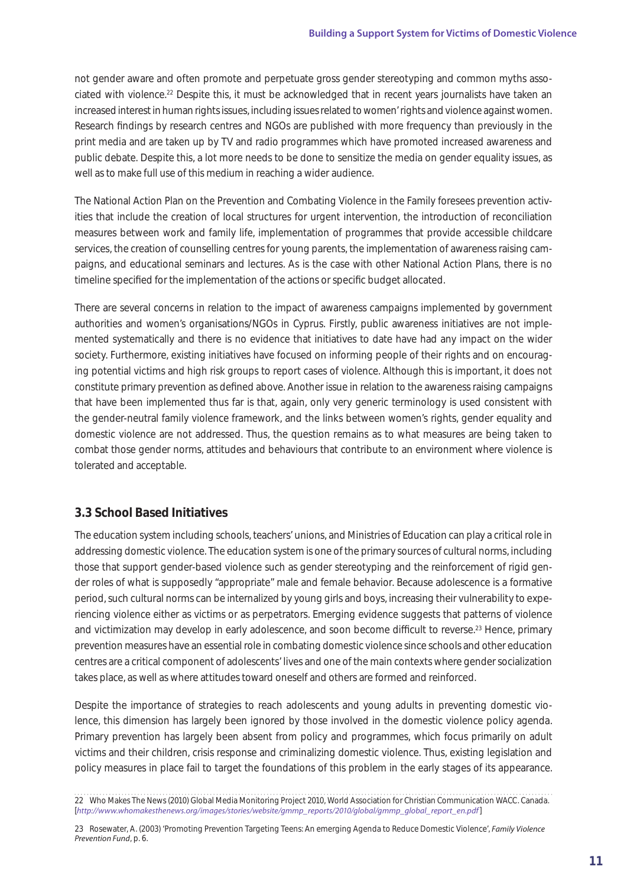not gender aware and often promote and perpetuate gross gender stereotyping and common myths associated with violence.[22] Despite this, it must be acknowledged that in recent years journalists have taken an increased interest in human rights issues, including issues related to women' rights and violence against women. Research findings by research centres and NGOs are published with more frequency than previously in the print media and are taken up by TV and radio programmes which have promoted increased awareness and public debate. Despite this, a lot more needs to be done to sensitize the media on gender equality issues, as well as to make full use of this medium in reaching a wider audience.

The National Action Plan on the Prevention and Combating Violence in the Family foresees prevention activities that include the creation of local structures for urgent intervention, the introduction of reconciliation measures between work and family life, implementation of programmes that provide accessible childcare services, the creation of counselling centres for young parents, the implementation of awareness raising campaigns, and educational seminars and lectures. As is the case with other National Action Plans, there is no timeline specified for the implementation of the actions or specific budget allocated.

There are several concerns in relation to the impact of awareness campaigns implemented by government authorities and women's organisations/NGOs in Cyprus. Firstly, public awareness initiatives are not implemented systematically and there is no evidence that initiatives to date have had any impact on the wider society. Furthermore, existing initiatives have focused on informing people of their rights and on encouraging potential victims and high risk groups to report cases of violence. Although this is important, it does not constitute primary prevention as defined above. Another issue in relation to the awareness raising campaigns that have been implemented thus far is that, again, only very generic terminology is used consistent with the gender-neutral family violence framework, and the links between women's rights, gender equality and domestic violence are not addressed. Thus, the question remains as to what measures are being taken to combat those gender norms, attitudes and behaviours that contribute to an environment where violence is tolerated and acceptable.

### 3.3 School Based Initiatives

The education system including schools, teachers' unions, and Ministries of Education can play a critical role in addressing domestic violence. The education system is one of the primary sources of cultural norms, including those that support gender-based violence such as gender stereotyping and the reinforcement of rigid gender roles of what is supposedly "appropriate" male and female behavior. Because adolescence is a formative period, such cultural norms can be internalized by young girls and boys, increasing their vulnerability to experiencing violence either as victims or as perpetrators. Emerging evidence suggests that patterns of violence and victimization may develop in early adolescence, and soon become difficult to reverse.[23] Hence, primary prevention measures have an essential role in combating domestic violence since schools and other education centres are a critical component of adolescents' lives and one of the main contexts where gender socialization takes place, as well as where attitudes toward oneself and others are formed and reinforced.

Despite the importance of strategies to reach adolescents and young adults in preventing domestic violence, this dimension has largely been ignored by those involved in the domestic violence policy agenda. Primary prevention has largely been absent from policy and programmes, which focus primarily on adult victims and their children, crisis response and criminalizing domestic violence. Thus, existing legislation and policy measures in place fail to target the foundations of this problem in the early stages of its appearance.

---

22 Who Makes The News (2010) Global Media Monitoring Project 2010, World Association for Christian Communication WACC. Canada. [*http://www.whomakesthenews.org/images/stories/website/gmmp_reports/2010/global/gmmp_global_report_en.pdf*]

23 Rosewater, A. (2003) 'Promoting Prevention Targeting Teens: An emerging Agenda to Reduce Domestic Violence', *Family Violence Prevention Fund*, p. 6.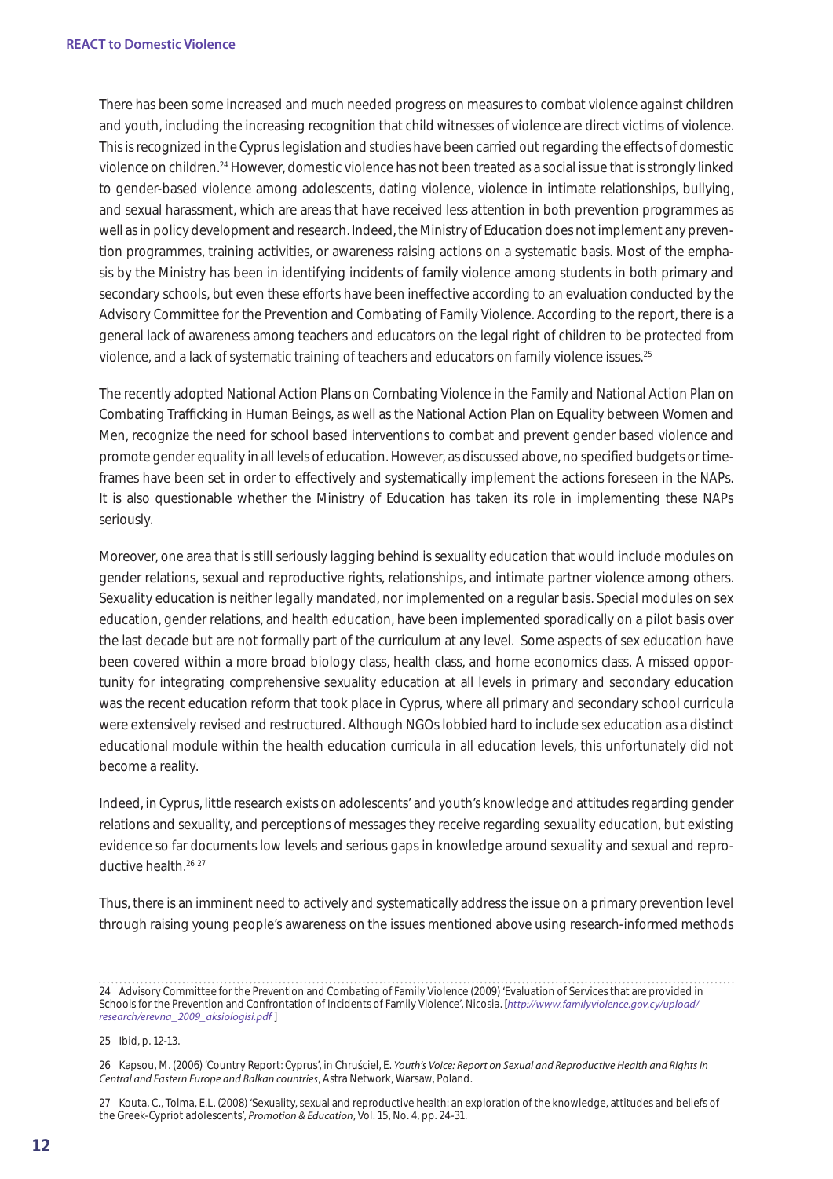There has been some increased and much needed progress on measures to combat violence against children and youth, including the increasing recognition that child witnesses of violence are direct victims of violence. This is recognized in the Cyprus legislation and studies have been carried out regarding the effects of domestic violence on children.[24] However, domestic violence has not been treated as a social issue that is strongly linked to gender-based violence among adolescents, dating violence, violence in intimate relationships, bullying, and sexual harassment, which are areas that have received less attention in both prevention programmes as well as in policy development and research. Indeed, the Ministry of Education does not implement any prevention programmes, training activities, or awareness raising actions on a systematic basis. Most of the emphasis by the Ministry has been in identifying incidents of family violence among students in both primary and secondary schools, but even these efforts have been ineffective according to an evaluation conducted by the Advisory Committee for the Prevention and Combating of Family Violence. According to the report, there is a general lack of awareness among teachers and educators on the legal right of children to be protected from violence, and a lack of systematic training of teachers and educators on family violence issues.[25]

The recently adopted National Action Plans on Combating Violence in the Family and National Action Plan on Combating Trafficking in Human Beings, as well as the National Action Plan on Equality between Women and Men, recognize the need for school based interventions to combat and prevent gender based violence and promote gender equality in all levels of education. However, as discussed above, no specified budgets or timeframes have been set in order to effectively and systematically implement the actions foreseen in the NAPs. It is also questionable whether the Ministry of Education has taken its role in implementing these NAPs seriously.

Moreover, one area that is still seriously lagging behind is sexuality education that would include modules on gender relations, sexual and reproductive rights, relationships, and intimate partner violence among others. Sexuality education is neither legally mandated, nor implemented on a regular basis. Special modules on sex education, gender relations, and health education, have been implemented sporadically on a pilot basis over the last decade but are not formally part of the curriculum at any level. Some aspects of sex education have been covered within a more broad biology class, health class, and home economics class. A missed opportunity for integrating comprehensive sexuality education at all levels in primary and secondary education was the recent education reform that took place in Cyprus, where all primary and secondary school curricula were extensively revised and restructured. Although NGOs lobbied hard to include sex education as a distinct educational module within the health education curricula in all education levels, this unfortunately did not become a reality.

Indeed, in Cyprus, little research exists on adolescents' and youth's knowledge and attitudes regarding gender relations and sexuality, and perceptions of messages they receive regarding sexuality education, but existing evidence so far documents low levels and serious gaps in knowledge around sexuality and sexual and reproductive health.[26] [27]

Thus, there is an imminent need to actively and systematically address the issue on a primary prevention level through raising young people's awareness on the issues mentioned above using research-informed methods

---

24 Advisory Committee for the Prevention and Combating of Family Violence (2009) 'Evaluation of Services that are provided in Schools for the Prevention and Confrontation of Incidents of Family Violence', Nicosia. [*http://www.familyviolence.gov.cy/upload/research/erevna_2009_aksiologisi.pdf* ]

25 Ibid, p. 12-13.

26 Kapsou, M. (2006) 'Country Report: Cyprus', in Chruściel, E. *Youth's Voice: Report on Sexual and Reproductive Health and Rights in Central and Eastern Europe and Balkan countries*, Astra Network, Warsaw, Poland.

27 Kouta, C., Tolma, E.L. (2008) 'Sexuality, sexual and reproductive health: an exploration of the knowledge, attitudes and beliefs of the Greek-Cypriot adolescents', *Promotion & Education*, Vol. 15, No. 4, pp. 24-31.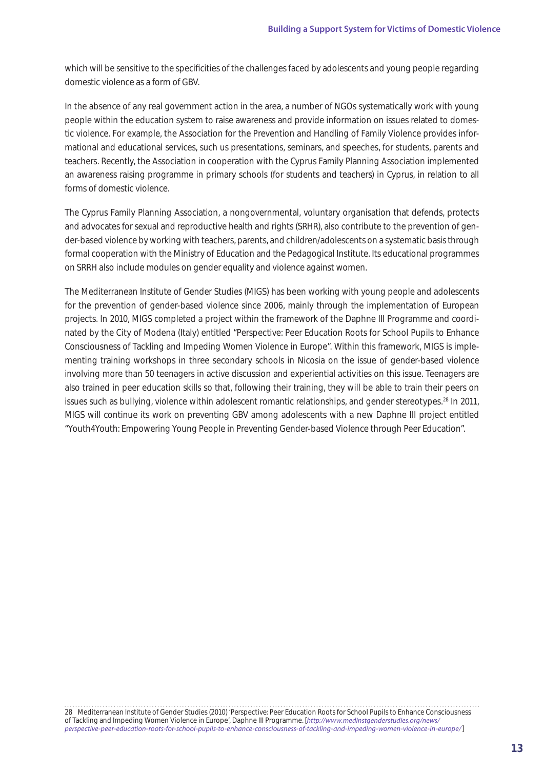which will be sensitive to the specificities of the challenges faced by adolescents and young people regarding domestic violence as a form of GBV.

In the absence of any real government action in the area, a number of NGOs systematically work with young people within the education system to raise awareness and provide information on issues related to domestic violence. For example, the Association for the Prevention and Handling of Family Violence provides informational and educational services, such us presentations, seminars, and speeches, for students, parents and teachers. Recently, the Association in cooperation with the Cyprus Family Planning Association implemented an awareness raising programme in primary schools (for students and teachers) in Cyprus, in relation to all forms of domestic violence.

The Cyprus Family Planning Association, a nongovernmental, voluntary organisation that defends, protects and advocates for sexual and reproductive health and rights (SRHR), also contribute to the prevention of gender-based violence by working with teachers, parents, and children/adolescents on a systematic basis through formal cooperation with the Ministry of Education and the Pedagogical Institute. Its educational programmes on SRRH also include modules on gender equality and violence against women.

The Mediterranean Institute of Gender Studies (MIGS) has been working with young people and adolescents for the prevention of gender-based violence since 2006, mainly through the implementation of European projects. In 2010, MIGS completed a project within the framework of the Daphne III Programme and coordinated by the City of Modena (Italy) entitled "Perspective: Peer Education Roots for School Pupils to Enhance Consciousness of Tackling and Impeding Women Violence in Europe". Within this framework, MIGS is implementing training workshops in three secondary schools in Nicosia on the issue of gender-based violence involving more than 50 teenagers in active discussion and experiential activities on this issue. Teenagers are also trained in peer education skills so that, following their training, they will be able to train their peers on issues such as bullying, violence within adolescent romantic relationships, and gender stereotypes.[28] In 2011, MIGS will continue its work on preventing GBV among adolescents with a new Daphne III project entitled "Youth4Youth: Empowering Young People in Preventing Gender-based Violence through Peer Education".

---

28 Mediterranean Institute of Gender Studies (2010) 'Perspective: Peer Education Roots for School Pupils to Enhance Consciousness of Tackling and Impeding Women Violence in Europe', Daphne III Programme. [*http://www.medinstgenderstudies.org/news/perspective-peer-education-roots-for-school-pupils-to-enhance-consciousness-of-tackling-and-impeding-women-violence-in-europe/*]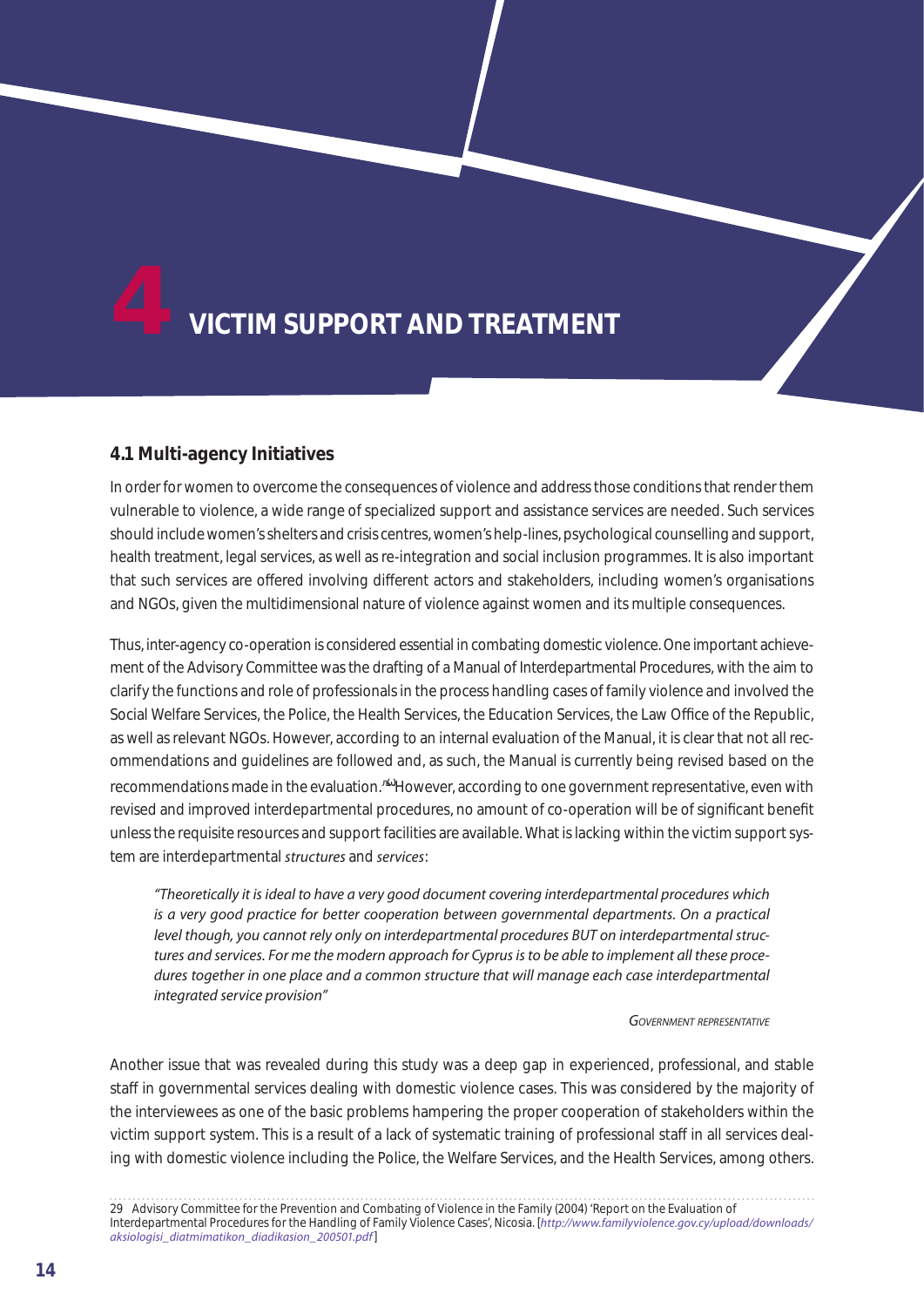# 4 VICTIM SUPPORT AND TREATMENT

## 4.1 Multi-agency Initiatives

In order for women to overcome the consequences of violence and address those conditions that render them vulnerable to violence, a wide range of specialized support and assistance services are needed. Such services should include women's shelters and crisis centres, women's help-lines, psychological counselling and support, health treatment, legal services, as well as re-integration and social inclusion programmes. It is also important that such services are offered involving different actors and stakeholders, including women's organisations and NGOs, given the multidimensional nature of violence against women and its multiple consequences.

Thus, inter-agency co-operation is considered essential in combating domestic violence. One important achievement of the Advisory Committee was the drafting of a Manual of Interdepartmental Procedures, with the aim to clarify the functions and role of professionals in the process handling cases of family violence and involved the Social Welfare Services, the Police, the Health Services, the Education Services, the Law Office of the Republic, as well as relevant NGOs. However, according to an internal evaluation of the Manual, it is clear that not all recommendations and guidelines are followed and, as such, the Manual is currently being revised based on the recommendations made in the evaluation.[29] However, according to one government representative, even with revised and improved interdepartmental procedures, no amount of co-operation will be of significant benefit unless the requisite resources and support facilities are available. What is lacking within the victim support system are interdepartmental *structures* and *services*:

> *"Theoretically it is ideal to have a very good document covering interdepartmental procedures which is a very good practice for better cooperation between governmental departments. On a practical level though, you cannot rely only on interdepartmental procedures BUT on interdepartmental structures and services. For me the modern approach for Cyprus is to be able to implement all these procedures together in one place and a common structure that will manage each case interdepartmental integrated service provision"*
>
> GOVERNMENT REPRESENTATIVE

Another issue that was revealed during this study was a deep gap in experienced, professional, and stable staff in governmental services dealing with domestic violence cases. This was considered by the majority of the interviewees as one of the basic problems hampering the proper cooperation of stakeholders within the victim support system. This is a result of a lack of systematic training of professional staff in all services dealing with domestic violence including the Police, the Welfare Services, and the Health Services, among others.

---

29 Advisory Committee for the Prevention and Combating of Violence in the Family (2004) 'Report on the Evaluation of Interdepartmental Procedures for the Handling of Family Violence Cases', Nicosia. [*http://www.familyviolence.gov.cy/upload/downloads/aksiologisi_diatmimatikon_diadikasion_200501.pdf*]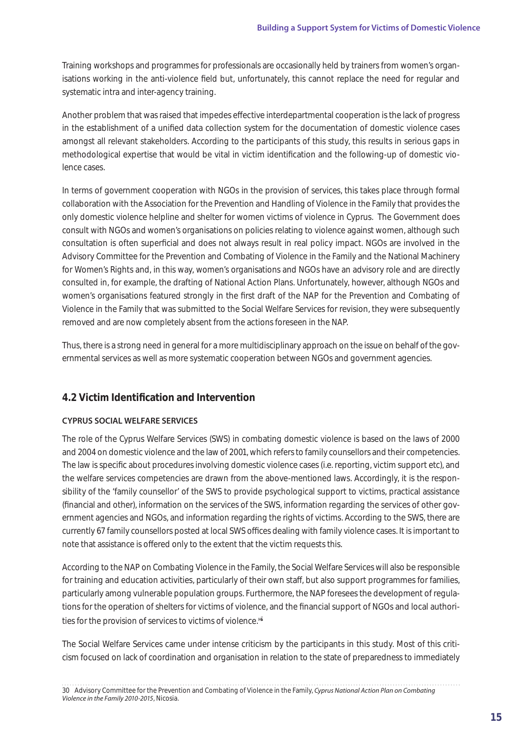Training workshops and programmes for professionals are occasionally held by trainers from women's organisations working in the anti-violence field but, unfortunately, this cannot replace the need for regular and systematic intra and inter-agency training.

Another problem that was raised that impedes effective interdepartmental cooperation is the lack of progress in the establishment of a unified data collection system for the documentation of domestic violence cases amongst all relevant stakeholders. According to the participants of this study, this results in serious gaps in methodological expertise that would be vital in victim identification and the following-up of domestic violence cases.

In terms of government cooperation with NGOs in the provision of services, this takes place through formal collaboration with the Association for the Prevention and Handling of Violence in the Family that provides the only domestic violence helpline and shelter for women victims of violence in Cyprus. The Government does consult with NGOs and women's organisations on policies relating to violence against women, although such consultation is often superficial and does not always result in real policy impact. NGOs are involved in the Advisory Committee for the Prevention and Combating of Violence in the Family and the National Machinery for Women's Rights and, in this way, women's organisations and NGOs have an advisory role and are directly consulted in, for example, the drafting of National Action Plans. Unfortunately, however, although NGOs and women's organisations featured strongly in the first draft of the NAP for the Prevention and Combating of Violence in the Family that was submitted to the Social Welfare Services for revision, they were subsequently removed and are now completely absent from the actions foreseen in the NAP.

Thus, there is a strong need in general for a more multidisciplinary approach on the issue on behalf of the governmental services as well as more systematic cooperation between NGOs and government agencies.

## 4.2 Victim Identification and Intervention

### CYPRUS SOCIAL WELFARE SERVICES

The role of the Cyprus Welfare Services (SWS) in combating domestic violence is based on the laws of 2000 and 2004 on domestic violence and the law of 2001, which refers to family counsellors and their competencies. The law is specific about procedures involving domestic violence cases (i.e. reporting, victim support etc), and the welfare services competencies are drawn from the above-mentioned laws. Accordingly, it is the responsibility of the 'family counsellor' of the SWS to provide psychological support to victims, practical assistance (financial and other), information on the services of the SWS, information regarding the services of other government agencies and NGOs, and information regarding the rights of victims. According to the SWS, there are currently 67 family counsellors posted at local SWS offices dealing with family violence cases. It is important to note that assistance is offered only to the extent that the victim requests this.

According to the NAP on Combating Violence in the Family, the Social Welfare Services will also be responsible for training and education activities, particularly of their own staff, but also support programmes for families, particularly among vulnerable population groups. Furthermore, the NAP foresees the development of regulations for the operation of shelters for victims of violence, and the financial support of NGOs and local authorities for the provision of services to victims of violence.[30]

The Social Welfare Services came under intense criticism by the participants in this study. Most of this criticism focused on lack of coordination and organisation in relation to the state of preparedness to immediately

30 Advisory Committee for the Prevention and Combating of Violence in the Family, *Cyprus National Action Plan on Combating Violence in the Family 2010-2015*, Nicosia.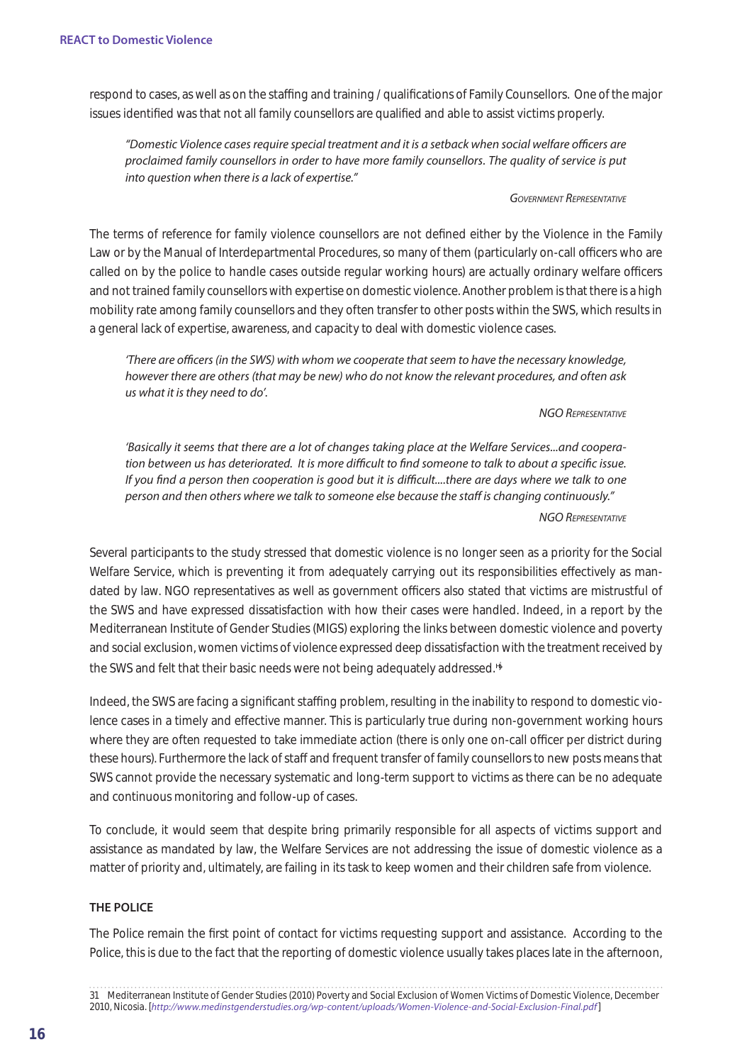respond to cases, as well as on the staffing and training / qualifications of Family Counsellors. One of the major issues identified was that not all family counsellors are qualified and able to assist victims properly.

> *"Domestic Violence cases require special treatment and it is a setback when social welfare officers are proclaimed family counsellors in order to have more family counsellors. The quality of service is put into question when there is a lack of expertise."*
>
> *Government Representative*

The terms of reference for family violence counsellors are not defined either by the Violence in the Family Law or by the Manual of Interdepartmental Procedures, so many of them (particularly on-call officers who are called on by the police to handle cases outside regular working hours) are actually ordinary welfare officers and not trained family counsellors with expertise on domestic violence. Another problem is that there is a high mobility rate among family counsellors and they often transfer to other posts within the SWS, which results in a general lack of expertise, awareness, and capacity to deal with domestic violence cases.

> *'There are officers (in the SWS) with whom we cooperate that seem to have the necessary knowledge, however there are others (that may be new) who do not know the relevant procedures, and often ask us what it is they need to do'.*
>
> *NGO Representative*

> *'Basically it seems that there are a lot of changes taking place at the Welfare Services...and cooperation between us has deteriorated. It is more difficult to find someone to talk to about a specific issue. If you find a person then cooperation is good but it is difficult....there are days where we talk to one person and then others where we talk to someone else because the staff is changing continuously."*
>
> *NGO Representative*

Several participants to the study stressed that domestic violence is no longer seen as a priority for the Social Welfare Service, which is preventing it from adequately carrying out its responsibilities effectively as mandated by law. NGO representatives as well as government officers also stated that victims are mistrustful of the SWS and have expressed dissatisfaction with how their cases were handled. Indeed, in a report by the Mediterranean Institute of Gender Studies (MIGS) exploring the links between domestic violence and poverty and social exclusion, women victims of violence expressed deep dissatisfaction with the treatment received by the SWS and felt that their basic needs were not being adequately addressed.[31]

Indeed, the SWS are facing a significant staffing problem, resulting in the inability to respond to domestic violence cases in a timely and effective manner. This is particularly true during non-government working hours where they are often requested to take immediate action (there is only one on-call officer per district during these hours). Furthermore the lack of staff and frequent transfer of family counsellors to new posts means that SWS cannot provide the necessary systematic and long-term support to victims as there can be no adequate and continuous monitoring and follow-up of cases.

To conclude, it would seem that despite bring primarily responsible for all aspects of victims support and assistance as mandated by law, the Welfare Services are not addressing the issue of domestic violence as a matter of priority and, ultimately, are failing in its task to keep women and their children safe from violence.

#### THE POLICE

The Police remain the first point of contact for victims requesting support and assistance. According to the Police, this is due to the fact that the reporting of domestic violence usually takes places late in the afternoon,

---

31 Mediterranean Institute of Gender Studies (2010) Poverty and Social Exclusion of Women Victims of Domestic Violence, December 2010, Nicosia. [*http://www.medinstgenderstudies.org/wp-content/uploads/Women-Violence-and-Social-Exclusion-Final.pdf*]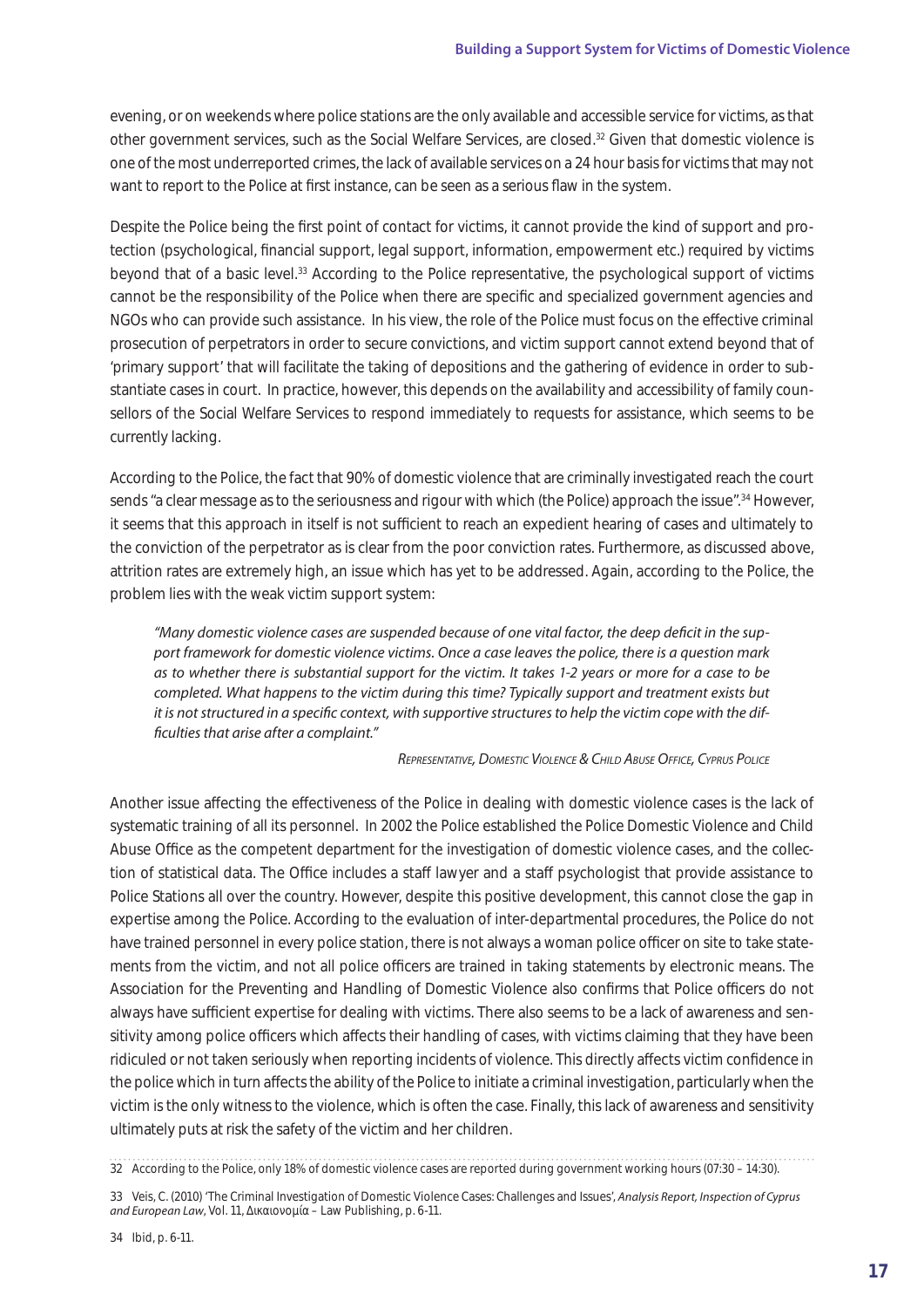evening, or on weekends where police stations are the only available and accessible service for victims, as that other government services, such as the Social Welfare Services, are closed.[32] Given that domestic violence is one of the most underreported crimes, the lack of available services on a 24 hour basis for victims that may not want to report to the Police at first instance, can be seen as a serious flaw in the system.

Despite the Police being the first point of contact for victims, it cannot provide the kind of support and protection (psychological, financial support, legal support, information, empowerment etc.) required by victims beyond that of a basic level.[33] According to the Police representative, the psychological support of victims cannot be the responsibility of the Police when there are specific and specialized government agencies and NGOs who can provide such assistance. In his view, the role of the Police must focus on the effective criminal prosecution of perpetrators in order to secure convictions, and victim support cannot extend beyond that of 'primary support' that will facilitate the taking of depositions and the gathering of evidence in order to substantiate cases in court. In practice, however, this depends on the availability and accessibility of family counsellors of the Social Welfare Services to respond immediately to requests for assistance, which seems to be currently lacking.

According to the Police, the fact that 90% of domestic violence that are criminally investigated reach the court sends "a clear message as to the seriousness and rigour with which (the Police) approach the issue".[34] However, it seems that this approach in itself is not sufficient to reach an expedient hearing of cases and ultimately to the conviction of the perpetrator as is clear from the poor conviction rates. Furthermore, as discussed above, attrition rates are extremely high, an issue which has yet to be addressed. Again, according to the Police, the problem lies with the weak victim support system:

> *"Many domestic violence cases are suspended because of one vital factor, the deep deficit in the support framework for domestic violence victims. Once a case leaves the police, there is a question mark as to whether there is substantial support for the victim. It takes 1-2 years or more for a case to be completed. What happens to the victim during this time? Typically support and treatment exists but it is not structured in a specific context, with supportive structures to help the victim cope with the difficulties that arise after a complaint."*
>
> *Representative, Domestic Violence & Child Abuse Office, Cyprus Police*

Another issue affecting the effectiveness of the Police in dealing with domestic violence cases is the lack of systematic training of all its personnel. In 2002 the Police established the Police Domestic Violence and Child Abuse Office as the competent department for the investigation of domestic violence cases, and the collection of statistical data. The Office includes a staff lawyer and a staff psychologist that provide assistance to Police Stations all over the country. However, despite this positive development, this cannot close the gap in expertise among the Police. According to the evaluation of inter-departmental procedures, the Police do not have trained personnel in every police station, there is not always a woman police officer on site to take statements from the victim, and not all police officers are trained in taking statements by electronic means. The Association for the Preventing and Handling of Domestic Violence also confirms that Police officers do not always have sufficient expertise for dealing with victims. There also seems to be a lack of awareness and sensitivity among police officers which affects their handling of cases, with victims claiming that they have been ridiculed or not taken seriously when reporting incidents of violence. This directly affects victim confidence in the police which in turn affects the ability of the Police to initiate a criminal investigation, particularly when the victim is the only witness to the violence, which is often the case. Finally, this lack of awareness and sensitivity ultimately puts at risk the safety of the victim and her children.

---

32 According to the Police, only 18% of domestic violence cases are reported during government working hours (07:30 – 14:30).

33 Veis, C. (2010) 'The Criminal Investigation of Domestic Violence Cases: Challenges and Issues', *Analysis Report, Inspection of Cyprus and European Law*, Vol. 11, Δικαιονομία – Law Publishing, p. 6-11.

34 Ibid, p. 6-11.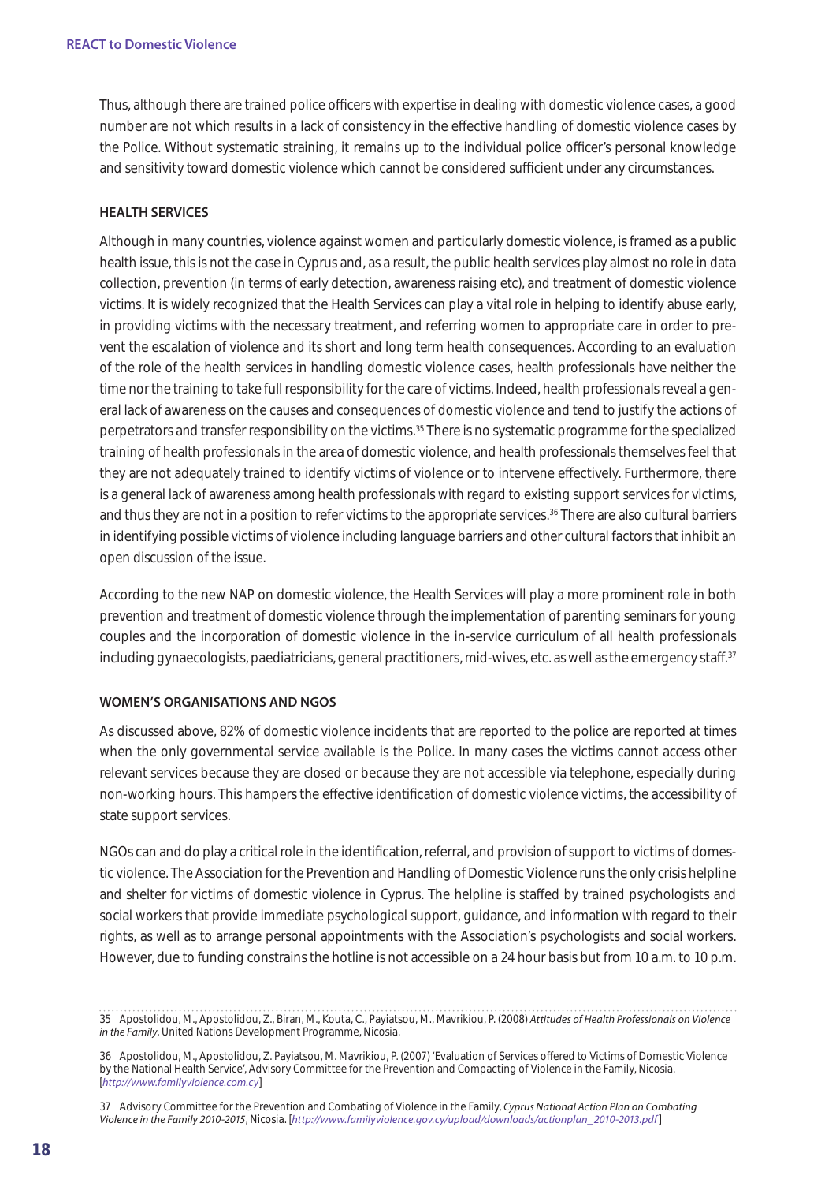Thus, although there are trained police officers with expertise in dealing with domestic violence cases, a good number are not which results in a lack of consistency in the effective handling of domestic violence cases by the Police. Without systematic straining, it remains up to the individual police officer's personal knowledge and sensitivity toward domestic violence which cannot be considered sufficient under any circumstances.

### HEALTH SERVICES

Although in many countries, violence against women and particularly domestic violence, is framed as a public health issue, this is not the case in Cyprus and, as a result, the public health services play almost no role in data collection, prevention (in terms of early detection, awareness raising etc), and treatment of domestic violence victims. It is widely recognized that the Health Services can play a vital role in helping to identify abuse early, in providing victims with the necessary treatment, and referring women to appropriate care in order to prevent the escalation of violence and its short and long term health consequences. According to an evaluation of the role of the health services in handling domestic violence cases, health professionals have neither the time nor the training to take full responsibility for the care of victims. Indeed, health professionals reveal a general lack of awareness on the causes and consequences of domestic violence and tend to justify the actions of perpetrators and transfer responsibility on the victims.[35] There is no systematic programme for the specialized training of health professionals in the area of domestic violence, and health professionals themselves feel that they are not adequately trained to identify victims of violence or to intervene effectively. Furthermore, there is a general lack of awareness among health professionals with regard to existing support services for victims, and thus they are not in a position to refer victims to the appropriate services.[36] There are also cultural barriers in identifying possible victims of violence including language barriers and other cultural factors that inhibit an open discussion of the issue.

According to the new NAP on domestic violence, the Health Services will play a more prominent role in both prevention and treatment of domestic violence through the implementation of parenting seminars for young couples and the incorporation of domestic violence in the in-service curriculum of all health professionals including gynaecologists, paediatricians, general practitioners, mid-wives, etc. as well as the emergency staff.[37]

### WOMEN'S ORGANISATIONS AND NGOS

As discussed above, 82% of domestic violence incidents that are reported to the police are reported at times when the only governmental service available is the Police. In many cases the victims cannot access other relevant services because they are closed or because they are not accessible via telephone, especially during non-working hours. This hampers the effective identification of domestic violence victims, the accessibility of state support services.

NGOs can and do play a critical role in the identification, referral, and provision of support to victims of domestic violence. The Association for the Prevention and Handling of Domestic Violence runs the only crisis helpline and shelter for victims of domestic violence in Cyprus. The helpline is staffed by trained psychologists and social workers that provide immediate psychological support, guidance, and information with regard to their rights, as well as to arrange personal appointments with the Association's psychologists and social workers. However, due to funding constrains the hotline is not accessible on a 24 hour basis but from 10 a.m. to 10 p.m.

---

35 Apostolidou, M., Apostolidou, Z., Biran, M., Kouta, C., Payiatsou, M., Mavrikiou, P. (2008) *Attitudes of Health Professionals on Violence in the Family*, United Nations Development Programme, Nicosia.

36 Apostolidou, M., Apostolidou, Z. Payiatsou, M. Mavrikiou, P. (2007) 'Evaluation of Services offered to Victims of Domestic Violence by the National Health Service', Advisory Committee for the Prevention and Compacting of Violence in the Family, Nicosia. [*http://www.familyviolence.com.cy*]

37 Advisory Committee for the Prevention and Combating of Violence in the Family, *Cyprus National Action Plan on Combating Violence in the Family 2010-2015*, Nicosia. [*http://www.familyviolence.gov.cy/upload/downloads/actionplan_2010-2013.pdf*]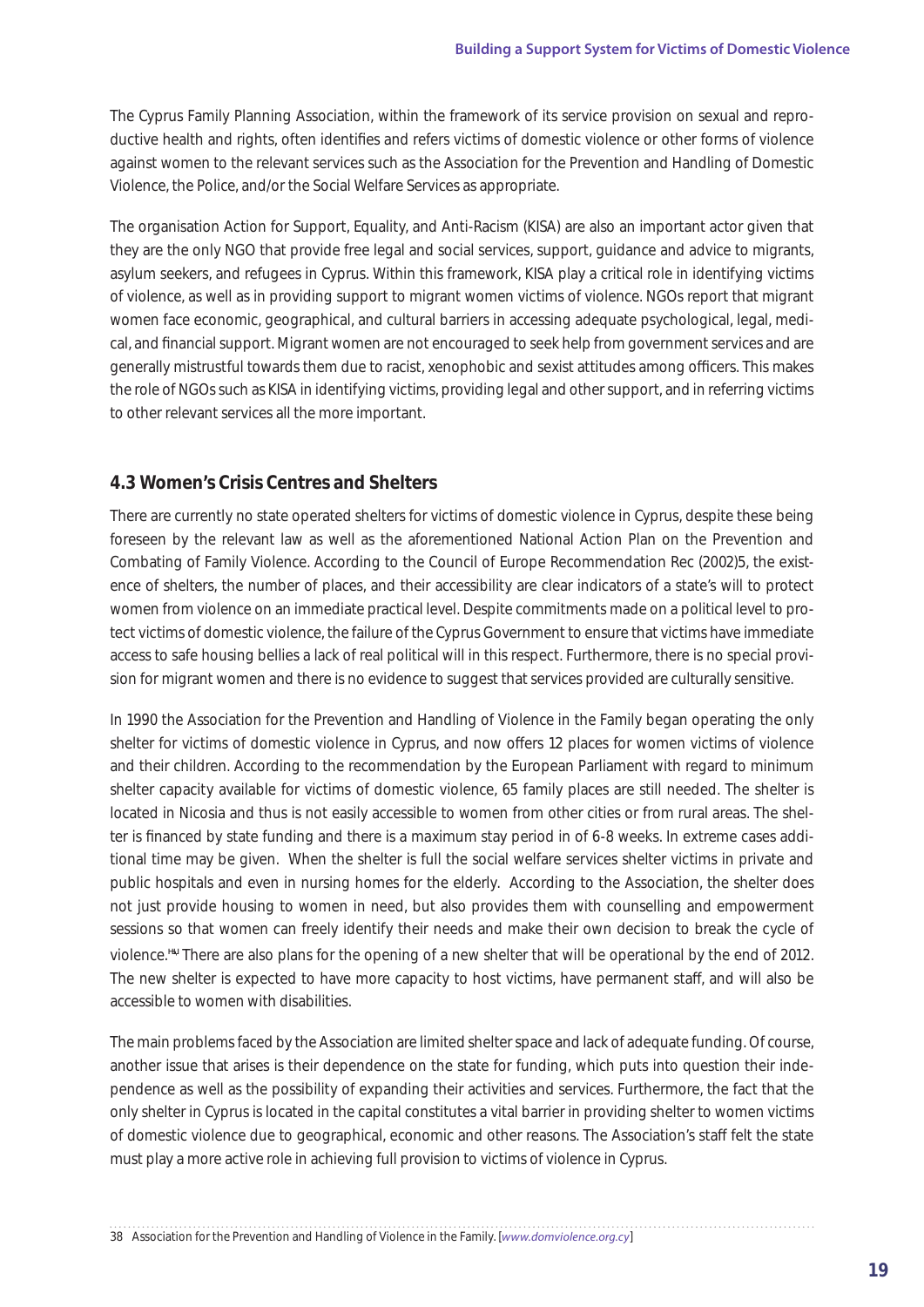The Cyprus Family Planning Association, within the framework of its service provision on sexual and reproductive health and rights, often identifies and refers victims of domestic violence or other forms of violence against women to the relevant services such as the Association for the Prevention and Handling of Domestic Violence, the Police, and/or the Social Welfare Services as appropriate.

The organisation Action for Support, Equality, and Anti-Racism (KISA) are also an important actor given that they are the only NGO that provide free legal and social services, support, guidance and advice to migrants, asylum seekers, and refugees in Cyprus. Within this framework, KISA play a critical role in identifying victims of violence, as well as in providing support to migrant women victims of violence. NGOs report that migrant women face economic, geographical, and cultural barriers in accessing adequate psychological, legal, medical, and financial support. Migrant women are not encouraged to seek help from government services and are generally mistrustful towards them due to racist, xenophobic and sexist attitudes among officers. This makes the role of NGOs such as KISA in identifying victims, providing legal and other support, and in referring victims to other relevant services all the more important.

### 4.3 Women's Crisis Centres and Shelters

There are currently no state operated shelters for victims of domestic violence in Cyprus, despite these being foreseen by the relevant law as well as the aforementioned National Action Plan on the Prevention and Combating of Family Violence. According to the Council of Europe Recommendation Rec (2002)5, the existence of shelters, the number of places, and their accessibility are clear indicators of a state's will to protect women from violence on an immediate practical level. Despite commitments made on a political level to protect victims of domestic violence, the failure of the Cyprus Government to ensure that victims have immediate access to safe housing bellies a lack of real political will in this respect. Furthermore, there is no special provision for migrant women and there is no evidence to suggest that services provided are culturally sensitive.

In 1990 the Association for the Prevention and Handling of Violence in the Family began operating the only shelter for victims of domestic violence in Cyprus, and now offers 12 places for women victims of violence and their children. According to the recommendation by the European Parliament with regard to minimum shelter capacity available for victims of domestic violence, 65 family places are still needed. The shelter is located in Nicosia and thus is not easily accessible to women from other cities or from rural areas. The shelter is financed by state funding and there is a maximum stay period in of 6-8 weeks. In extreme cases additional time may be given. When the shelter is full the social welfare services shelter victims in private and public hospitals and even in nursing homes for the elderly. According to the Association, the shelter does not just provide housing to women in need, but also provides them with counselling and empowerment sessions so that women can freely identify their needs and make their own decision to break the cycle of violence.[38] There are also plans for the opening of a new shelter that will be operational by the end of 2012. The new shelter is expected to have more capacity to host victims, have permanent staff, and will also be accessible to women with disabilities.

The main problems faced by the Association are limited shelter space and lack of adequate funding. Of course, another issue that arises is their dependence on the state for funding, which puts into question their independence as well as the possibility of expanding their activities and services. Furthermore, the fact that the only shelter in Cyprus is located in the capital constitutes a vital barrier in providing shelter to women victims of domestic violence due to geographical, economic and other reasons. The Association's staff felt the state must play a more active role in achieving full provision to victims of violence in Cyprus.

---

38 Association for the Prevention and Handling of Violence in the Family. [*www.domviolence.org.cy*]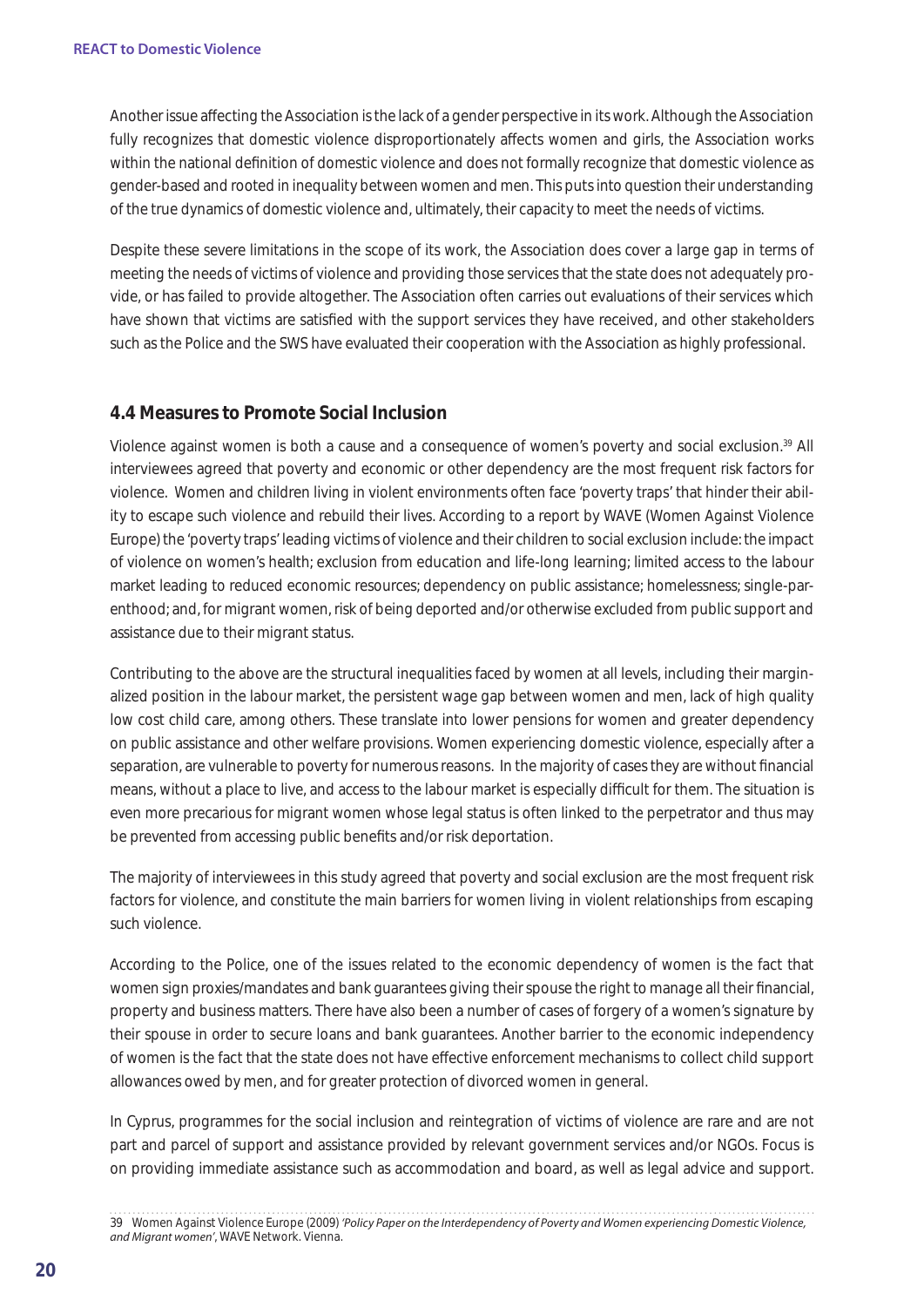Another issue affecting the Association is the lack of a gender perspective in its work. Although the Association fully recognizes that domestic violence disproportionately affects women and girls, the Association works within the national definition of domestic violence and does not formally recognize that domestic violence as gender-based and rooted in inequality between women and men. This puts into question their understanding of the true dynamics of domestic violence and, ultimately, their capacity to meet the needs of victims.

Despite these severe limitations in the scope of its work, the Association does cover a large gap in terms of meeting the needs of victims of violence and providing those services that the state does not adequately provide, or has failed to provide altogether. The Association often carries out evaluations of their services which have shown that victims are satisfied with the support services they have received, and other stakeholders such as the Police and the SWS have evaluated their cooperation with the Association as highly professional.

## 4.4 Measures to Promote Social Inclusion

Violence against women is both a cause and a consequence of women's poverty and social exclusion.[39] All interviewees agreed that poverty and economic or other dependency are the most frequent risk factors for violence. Women and children living in violent environments often face 'poverty traps' that hinder their ability to escape such violence and rebuild their lives. According to a report by WAVE (Women Against Violence Europe) the 'poverty traps' leading victims of violence and their children to social exclusion include: the impact of violence on women's health; exclusion from education and life-long learning; limited access to the labour market leading to reduced economic resources; dependency on public assistance; homelessness; single-parenthood; and, for migrant women, risk of being deported and/or otherwise excluded from public support and assistance due to their migrant status.

Contributing to the above are the structural inequalities faced by women at all levels, including their marginalized position in the labour market, the persistent wage gap between women and men, lack of high quality low cost child care, among others. These translate into lower pensions for women and greater dependency on public assistance and other welfare provisions. Women experiencing domestic violence, especially after a separation, are vulnerable to poverty for numerous reasons. In the majority of cases they are without financial means, without a place to live, and access to the labour market is especially difficult for them. The situation is even more precarious for migrant women whose legal status is often linked to the perpetrator and thus may be prevented from accessing public benefits and/or risk deportation.

The majority of interviewees in this study agreed that poverty and social exclusion are the most frequent risk factors for violence, and constitute the main barriers for women living in violent relationships from escaping such violence.

According to the Police, one of the issues related to the economic dependency of women is the fact that women sign proxies/mandates and bank guarantees giving their spouse the right to manage all their financial, property and business matters. There have also been a number of cases of forgery of a women's signature by their spouse in order to secure loans and bank guarantees. Another barrier to the economic independency of women is the fact that the state does not have effective enforcement mechanisms to collect child support allowances owed by men, and for greater protection of divorced women in general.

In Cyprus, programmes for the social inclusion and reintegration of victims of violence are rare and are not part and parcel of support and assistance provided by relevant government services and/or NGOs. Focus is on providing immediate assistance such as accommodation and board, as well as legal advice and support.

39 Women Against Violence Europe (2009) *'Policy Paper on the Interdependency of Poverty and Women experiencing Domestic Violence, and Migrant women'*, WAVE Network. Vienna.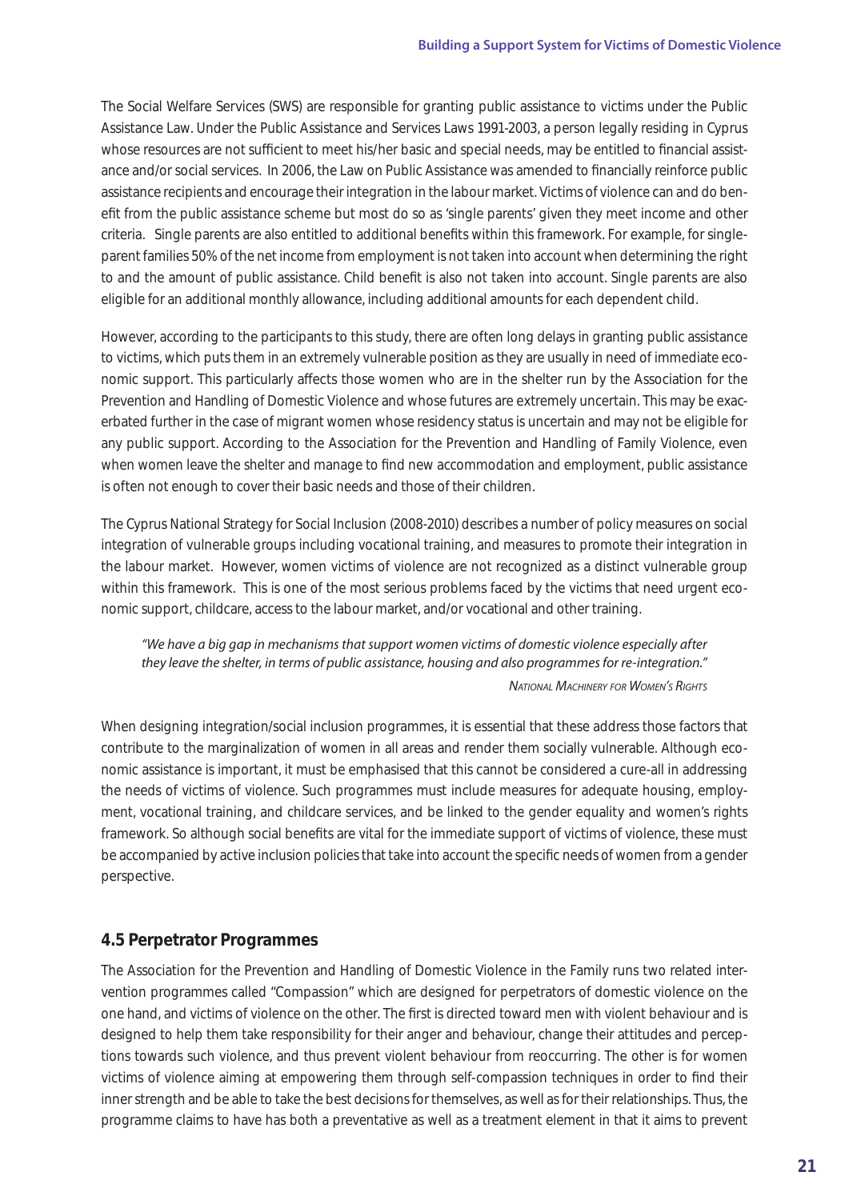The Social Welfare Services (SWS) are responsible for granting public assistance to victims under the Public Assistance Law. Under the Public Assistance and Services Laws 1991-2003, a person legally residing in Cyprus whose resources are not sufficient to meet his/her basic and special needs, may be entitled to financial assistance and/or social services. In 2006, the Law on Public Assistance was amended to financially reinforce public assistance recipients and encourage their integration in the labour market. Victims of violence can and do benefit from the public assistance scheme but most do so as 'single parents' given they meet income and other criteria. Single parents are also entitled to additional benefits within this framework. For example, for single-parent families 50% of the net income from employment is not taken into account when determining the right to and the amount of public assistance. Child benefit is also not taken into account. Single parents are also eligible for an additional monthly allowance, including additional amounts for each dependent child.

However, according to the participants to this study, there are often long delays in granting public assistance to victims, which puts them in an extremely vulnerable position as they are usually in need of immediate economic support. This particularly affects those women who are in the shelter run by the Association for the Prevention and Handling of Domestic Violence and whose futures are extremely uncertain. This may be exacerbated further in the case of migrant women whose residency status is uncertain and may not be eligible for any public support. According to the Association for the Prevention and Handling of Family Violence, even when women leave the shelter and manage to find new accommodation and employment, public assistance is often not enough to cover their basic needs and those of their children.

The Cyprus National Strategy for Social Inclusion (2008-2010) describes a number of policy measures on social integration of vulnerable groups including vocational training, and measures to promote their integration in the labour market. However, women victims of violence are not recognized as a distinct vulnerable group within this framework. This is one of the most serious problems faced by the victims that need urgent economic support, childcare, access to the labour market, and/or vocational and other training.

> *"We have a big gap in mechanisms that support women victims of domestic violence especially after they leave the shelter, in terms of public assistance, housing and also programmes for re-integration."*
>
> NATIONAL MACHINERY FOR WOMEN'S RIGHTS

When designing integration/social inclusion programmes, it is essential that these address those factors that contribute to the marginalization of women in all areas and render them socially vulnerable. Although economic assistance is important, it must be emphasised that this cannot be considered a cure-all in addressing the needs of victims of violence. Such programmes must include measures for adequate housing, employment, vocational training, and childcare services, and be linked to the gender equality and women's rights framework. So although social benefits are vital for the immediate support of victims of violence, these must be accompanied by active inclusion policies that take into account the specific needs of women from a gender perspective.

## 4.5 Perpetrator Programmes

The Association for the Prevention and Handling of Domestic Violence in the Family runs two related intervention programmes called "Compassion" which are designed for perpetrators of domestic violence on the one hand, and victims of violence on the other. The first is directed toward men with violent behaviour and is designed to help them take responsibility for their anger and behaviour, change their attitudes and perceptions towards such violence, and thus prevent violent behaviour from reoccurring. The other is for women victims of violence aiming at empowering them through self-compassion techniques in order to find their inner strength and be able to take the best decisions for themselves, as well as for their relationships. Thus, the programme claims to have has both a preventative as well as a treatment element in that it aims to prevent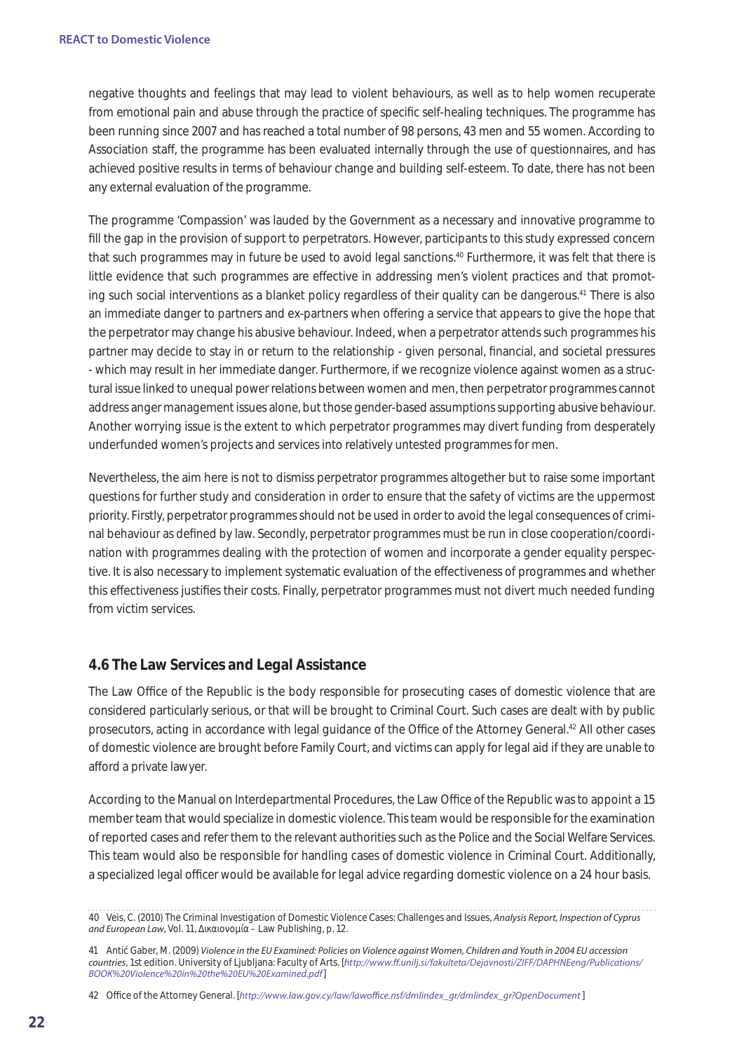negative thoughts and feelings that may lead to violent behaviours, as well as to help women recuperate from emotional pain and abuse through the practice of specific self-healing techniques. The programme has been running since 2007 and has reached a total number of 98 persons, 43 men and 55 women. According to Association staff, the programme has been evaluated internally through the use of questionnaires, and has achieved positive results in terms of behaviour change and building self-esteem. To date, there has not been any external evaluation of the programme.

The programme 'Compassion' was lauded by the Government as a necessary and innovative programme to fill the gap in the provision of support to perpetrators. However, participants to this study expressed concern that such programmes may in future be used to avoid legal sanctions.[40] Furthermore, it was felt that there is little evidence that such programmes are effective in addressing men's violent practices and that promoting such social interventions as a blanket policy regardless of their quality can be dangerous.[41] There is also an immediate danger to partners and ex-partners when offering a service that appears to give the hope that the perpetrator may change his abusive behaviour. Indeed, when a perpetrator attends such programmes his partner may decide to stay in or return to the relationship - given personal, financial, and societal pressures - which may result in her immediate danger. Furthermore, if we recognize violence against women as a structural issue linked to unequal power relations between women and men, then perpetrator programmes cannot address anger management issues alone, but those gender-based assumptions supporting abusive behaviour. Another worrying issue is the extent to which perpetrator programmes may divert funding from desperately underfunded women's projects and services into relatively untested programmes for men.

Nevertheless, the aim here is not to dismiss perpetrator programmes altogether but to raise some important questions for further study and consideration in order to ensure that the safety of victims are the uppermost priority. Firstly, perpetrator programmes should not be used in order to avoid the legal consequences of criminal behaviour as defined by law. Secondly, perpetrator programmes must be run in close cooperation/coordination with programmes dealing with the protection of women and incorporate a gender equality perspective. It is also necessary to implement systematic evaluation of the effectiveness of programmes and whether this effectiveness justifies their costs. Finally, perpetrator programmes must not divert much needed funding from victim services.

## 4.6 The Law Services and Legal Assistance

The Law Office of the Republic is the body responsible for prosecuting cases of domestic violence that are considered particularly serious, or that will be brought to Criminal Court. Such cases are dealt with by public prosecutors, acting in accordance with legal guidance of the Office of the Attorney General.[42] All other cases of domestic violence are brought before Family Court, and victims can apply for legal aid if they are unable to afford a private lawyer.

According to the Manual on Interdepartmental Procedures, the Law Office of the Republic was to appoint a 15 member team that would specialize in domestic violence. This team would be responsible for the examination of reported cases and refer them to the relevant authorities such as the Police and the Social Welfare Services. This team would also be responsible for handling cases of domestic violence in Criminal Court. Additionally, a specialized legal officer would be available for legal advice regarding domestic violence on a 24 hour basis.

---

40 Veis, C. (2010) The Criminal Investigation of Domestic Violence Cases: Challenges and Issues, *Analysis Report, Inspection of Cyprus and European Law*, Vol. 11, Δικαιονομία – Law Publishing, p. 12.

41 Antić Gaber, M. (2009) *Violence in the EU Examined: Policies on Violence against Women, Children and Youth in 2004 EU accession countries*, 1st edition. University of Ljubljana: Faculty of Arts. [*http://www.ff.unilj.si/fakulteta/Dejavnosti/ZIFF/DAPHNEeng/Publications/BOOK%20Violence%20in%20the%20EU%20Examined.pdf*]

42 Office of the Attorney General. [*http://www.law.gov.cy/law/lawoffice.nsf/dmlindex_gr/dmlindex_gr?OpenDocument*]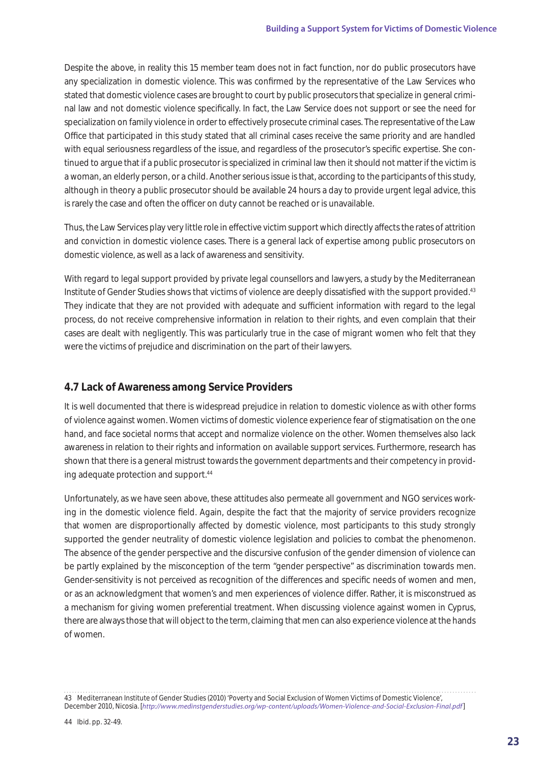Despite the above, in reality this 15 member team does not in fact function, nor do public prosecutors have any specialization in domestic violence. This was confirmed by the representative of the Law Services who stated that domestic violence cases are brought to court by public prosecutors that specialize in general criminal law and not domestic violence specifically. In fact, the Law Service does not support or see the need for specialization on family violence in order to effectively prosecute criminal cases. The representative of the Law Office that participated in this study stated that all criminal cases receive the same priority and are handled with equal seriousness regardless of the issue, and regardless of the prosecutor's specific expertise. She continued to argue that if a public prosecutor is specialized in criminal law then it should not matter if the victim is a woman, an elderly person, or a child. Another serious issue is that, according to the participants of this study, although in theory a public prosecutor should be available 24 hours a day to provide urgent legal advice, this is rarely the case and often the officer on duty cannot be reached or is unavailable.

Thus, the Law Services play very little role in effective victim support which directly affects the rates of attrition and conviction in domestic violence cases. There is a general lack of expertise among public prosecutors on domestic violence, as well as a lack of awareness and sensitivity.

With regard to legal support provided by private legal counsellors and lawyers, a study by the Mediterranean Institute of Gender Studies shows that victims of violence are deeply dissatisfied with the support provided.[43] They indicate that they are not provided with adequate and sufficient information with regard to the legal process, do not receive comprehensive information in relation to their rights, and even complain that their cases are dealt with negligently. This was particularly true in the case of migrant women who felt that they were the victims of prejudice and discrimination on the part of their lawyers.

## 4.7 Lack of Awareness among Service Providers

It is well documented that there is widespread prejudice in relation to domestic violence as with other forms of violence against women. Women victims of domestic violence experience fear of stigmatisation on the one hand, and face societal norms that accept and normalize violence on the other. Women themselves also lack awareness in relation to their rights and information on available support services. Furthermore, research has shown that there is a general mistrust towards the government departments and their competency in providing adequate protection and support.[44]

Unfortunately, as we have seen above, these attitudes also permeate all government and NGO services working in the domestic violence field. Again, despite the fact that the majority of service providers recognize that women are disproportionally affected by domestic violence, most participants to this study strongly supported the gender neutrality of domestic violence legislation and policies to combat the phenomenon. The absence of the gender perspective and the discursive confusion of the gender dimension of violence can be partly explained by the misconception of the term "gender perspective" as discrimination towards men. Gender-sensitivity is not perceived as recognition of the differences and specific needs of women and men, or as an acknowledgment that women's and men experiences of violence differ. Rather, it is misconstrued as a mechanism for giving women preferential treatment. When discussing violence against women in Cyprus, there are always those that will object to the term, claiming that men can also experience violence at the hands of women.

---

43 Mediterranean Institute of Gender Studies (2010) 'Poverty and Social Exclusion of Women Victims of Domestic Violence', December 2010, Nicosia. [*http://www.medinstgenderstudies.org/wp-content/uploads/Women-Violence-and-Social-Exclusion-Final.pdf*]

44 Ibid. pp. 32-49.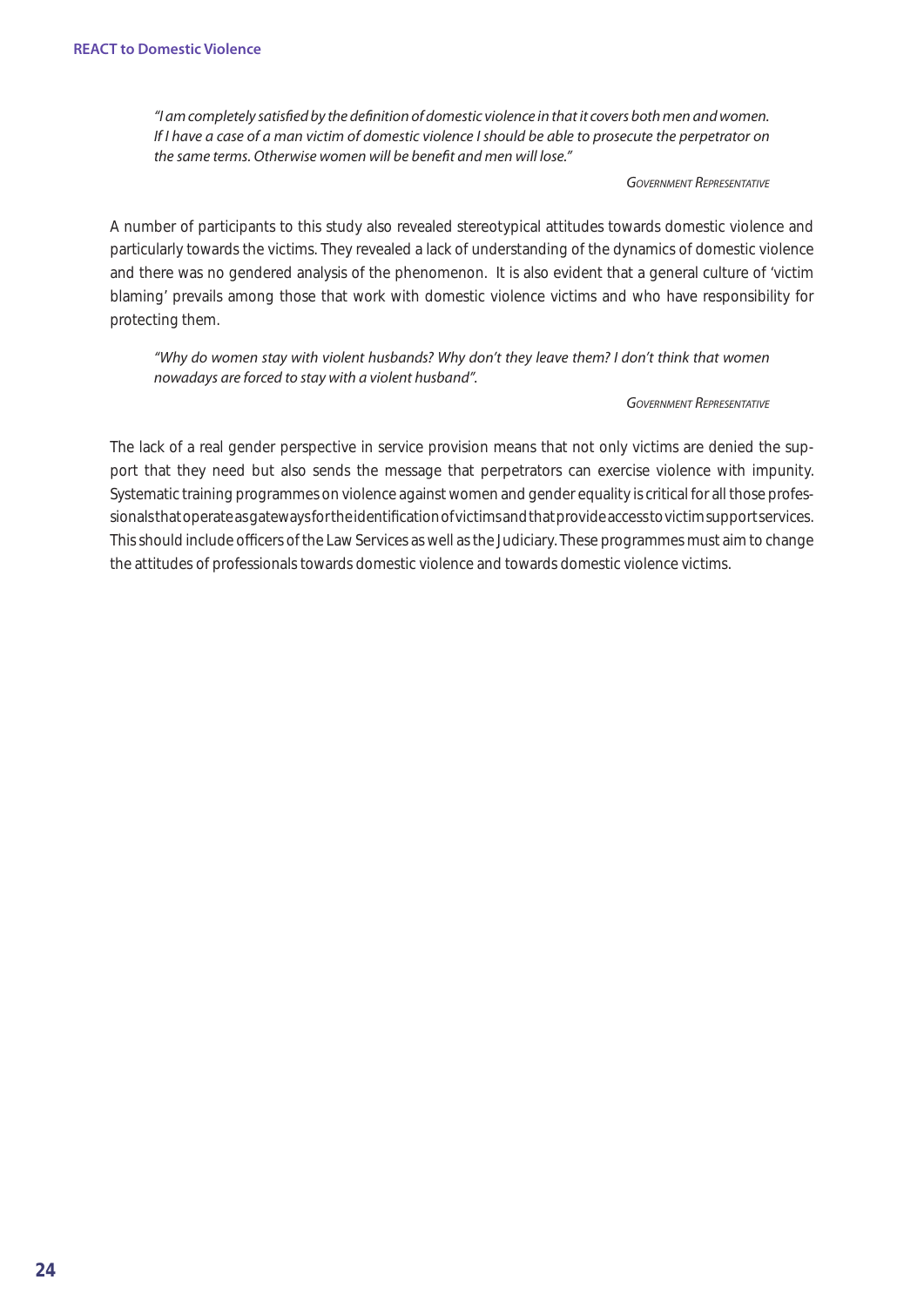*"I am completely satisfied by the definition of domestic violence in that it covers both men and women. If I have a case of a man victim of domestic violence I should be able to prosecute the perpetrator on the same terms. Otherwise women will be benefit and men will lose."*

*Government Representative*

A number of participants to this study also revealed stereotypical attitudes towards domestic violence and particularly towards the victims. They revealed a lack of understanding of the dynamics of domestic violence and there was no gendered analysis of the phenomenon. It is also evident that a general culture of 'victim blaming' prevails among those that work with domestic violence victims and who have responsibility for protecting them.

*"Why do women stay with violent husbands? Why don't they leave them? I don't think that women nowadays are forced to stay with a violent husband".*

*Government Representative*

The lack of a real gender perspective in service provision means that not only victims are denied the support that they need but also sends the message that perpetrators can exercise violence with impunity. Systematic training programmes on violence against women and gender equality is critical for all those professionals that operate as gateways for the identification of victims and that provide access to victim support services. This should include officers of the Law Services as well as the Judiciary. These programmes must aim to change the attitudes of professionals towards domestic violence and towards domestic violence victims.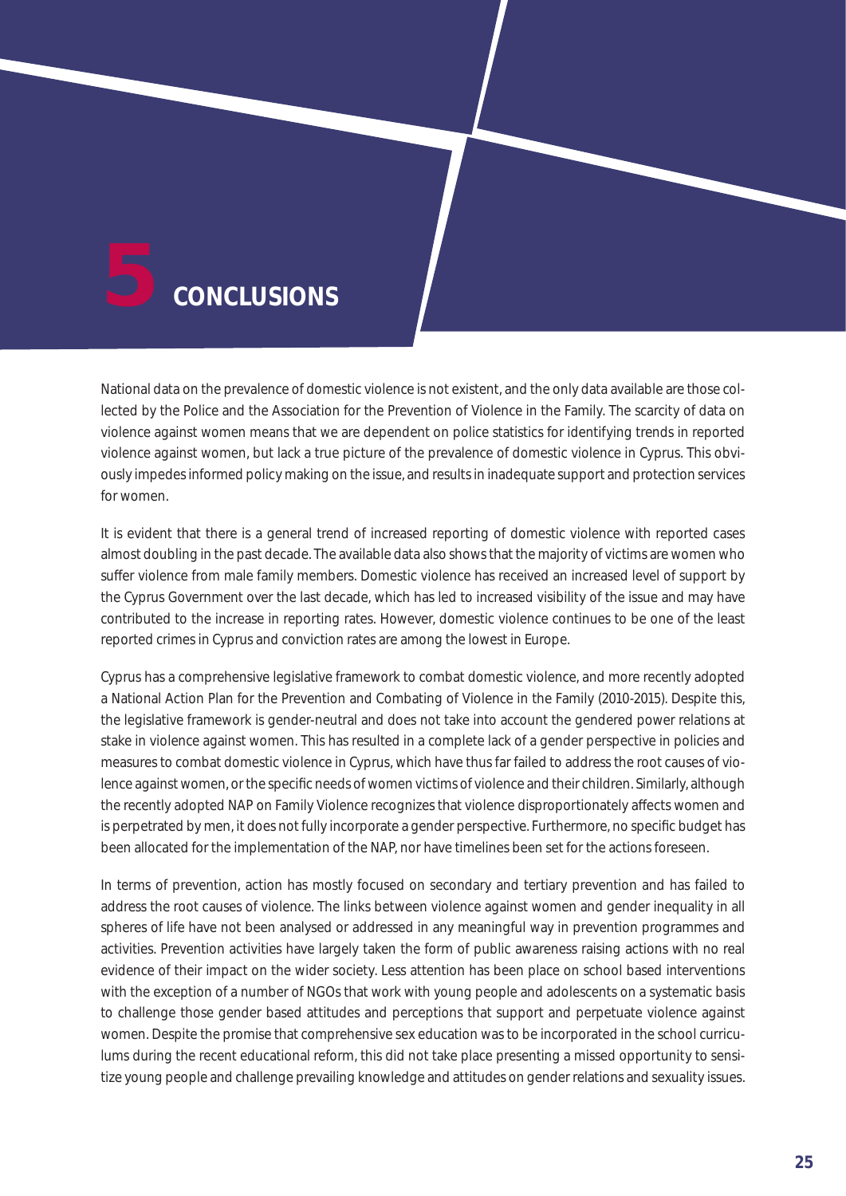# 5 CONCLUSIONS

National data on the prevalence of domestic violence is not existent, and the only data available are those collected by the Police and the Association for the Prevention of Violence in the Family. The scarcity of data on violence against women means that we are dependent on police statistics for identifying trends in reported violence against women, but lack a true picture of the prevalence of domestic violence in Cyprus. This obviously impedes informed policy making on the issue, and results in inadequate support and protection services for women.

It is evident that there is a general trend of increased reporting of domestic violence with reported cases almost doubling in the past decade. The available data also shows that the majority of victims are women who suffer violence from male family members. Domestic violence has received an increased level of support by the Cyprus Government over the last decade, which has led to increased visibility of the issue and may have contributed to the increase in reporting rates. However, domestic violence continues to be one of the least reported crimes in Cyprus and conviction rates are among the lowest in Europe.

Cyprus has a comprehensive legislative framework to combat domestic violence, and more recently adopted a National Action Plan for the Prevention and Combating of Violence in the Family (2010-2015). Despite this, the legislative framework is gender-neutral and does not take into account the gendered power relations at stake in violence against women. This has resulted in a complete lack of a gender perspective in policies and measures to combat domestic violence in Cyprus, which have thus far failed to address the root causes of violence against women, or the specific needs of women victims of violence and their children. Similarly, although the recently adopted NAP on Family Violence recognizes that violence disproportionately affects women and is perpetrated by men, it does not fully incorporate a gender perspective. Furthermore, no specific budget has been allocated for the implementation of the NAP, nor have timelines been set for the actions foreseen.

In terms of prevention, action has mostly focused on secondary and tertiary prevention and has failed to address the root causes of violence. The links between violence against women and gender inequality in all spheres of life have not been analysed or addressed in any meaningful way in prevention programmes and activities. Prevention activities have largely taken the form of public awareness raising actions with no real evidence of their impact on the wider society. Less attention has been place on school based interventions with the exception of a number of NGOs that work with young people and adolescents on a systematic basis to challenge those gender based attitudes and perceptions that support and perpetuate violence against women. Despite the promise that comprehensive sex education was to be incorporated in the school curriculums during the recent educational reform, this did not take place presenting a missed opportunity to sensitize young people and challenge prevailing knowledge and attitudes on gender relations and sexuality issues.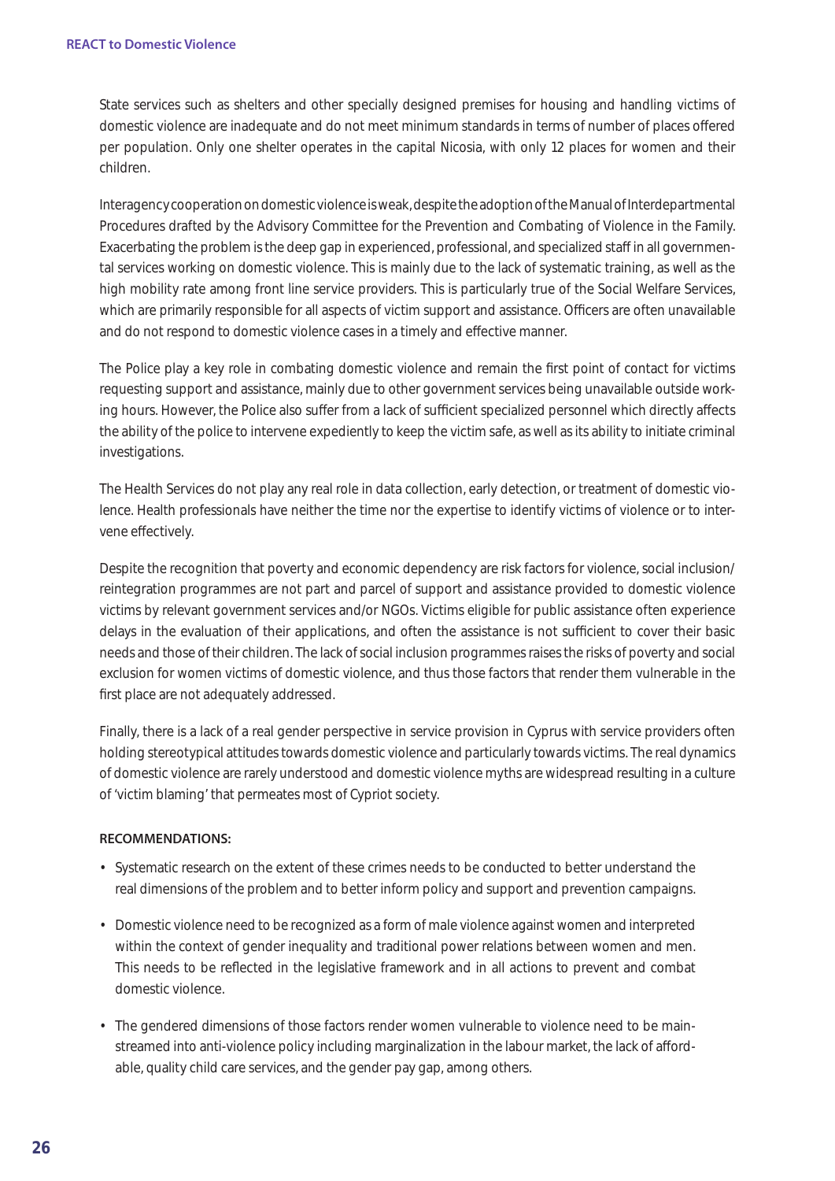State services such as shelters and other specially designed premises for housing and handling victims of domestic violence are inadequate and do not meet minimum standards in terms of number of places offered per population. Only one shelter operates in the capital Nicosia, with only 12 places for women and their children.

Interagency cooperation on domestic violence is weak, despite the adoption of the Manual of Interdepartmental Procedures drafted by the Advisory Committee for the Prevention and Combating of Violence in the Family. Exacerbating the problem is the deep gap in experienced, professional, and specialized staff in all governmental services working on domestic violence. This is mainly due to the lack of systematic training, as well as the high mobility rate among front line service providers. This is particularly true of the Social Welfare Services, which are primarily responsible for all aspects of victim support and assistance. Officers are often unavailable and do not respond to domestic violence cases in a timely and effective manner.

The Police play a key role in combating domestic violence and remain the first point of contact for victims requesting support and assistance, mainly due to other government services being unavailable outside working hours. However, the Police also suffer from a lack of sufficient specialized personnel which directly affects the ability of the police to intervene expediently to keep the victim safe, as well as its ability to initiate criminal investigations.

The Health Services do not play any real role in data collection, early detection, or treatment of domestic violence. Health professionals have neither the time nor the expertise to identify victims of violence or to intervene effectively.

Despite the recognition that poverty and economic dependency are risk factors for violence, social inclusion/reintegration programmes are not part and parcel of support and assistance provided to domestic violence victims by relevant government services and/or NGOs. Victims eligible for public assistance often experience delays in the evaluation of their applications, and often the assistance is not sufficient to cover their basic needs and those of their children. The lack of social inclusion programmes raises the risks of poverty and social exclusion for women victims of domestic violence, and thus those factors that render them vulnerable in the first place are not adequately addressed.

Finally, there is a lack of a real gender perspective in service provision in Cyprus with service providers often holding stereotypical attitudes towards domestic violence and particularly towards victims. The real dynamics of domestic violence are rarely understood and domestic violence myths are widespread resulting in a culture of 'victim blaming' that permeates most of Cypriot society.

**RECOMMENDATIONS:**

- Systematic research on the extent of these crimes needs to be conducted to better understand the real dimensions of the problem and to better inform policy and support and prevention campaigns.
- Domestic violence need to be recognized as a form of male violence against women and interpreted within the context of gender inequality and traditional power relations between women and men. This needs to be reflected in the legislative framework and in all actions to prevent and combat domestic violence.
- The gendered dimensions of those factors render women vulnerable to violence need to be mainstreamed into anti-violence policy including marginalization in the labour market, the lack of affordable, quality child care services, and the gender pay gap, among others.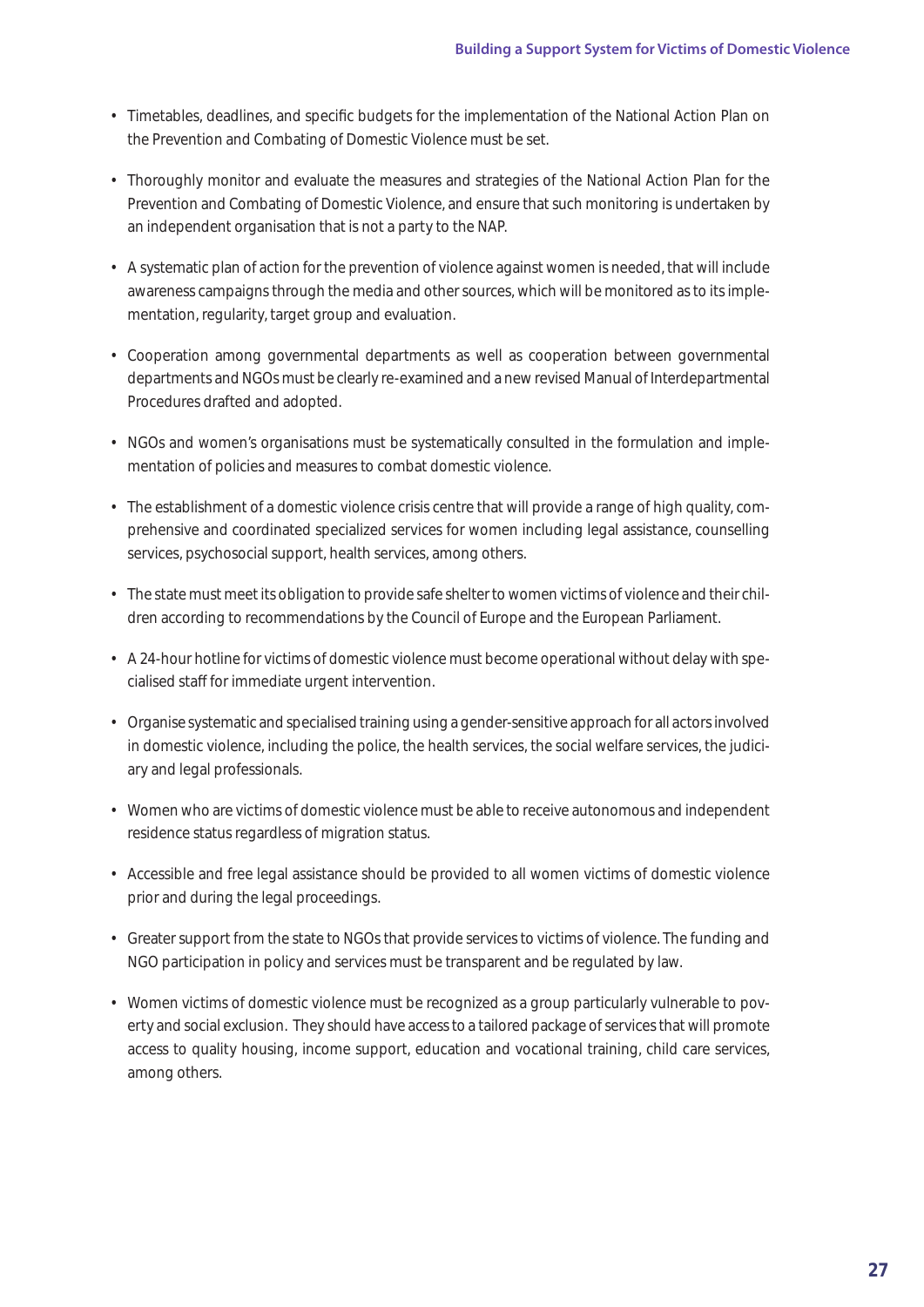- Timetables, deadlines, and specific budgets for the implementation of the National Action Plan on the Prevention and Combating of Domestic Violence must be set.

- Thoroughly monitor and evaluate the measures and strategies of the National Action Plan for the Prevention and Combating of Domestic Violence, and ensure that such monitoring is undertaken by an independent organisation that is not a party to the NAP.

- A systematic plan of action for the prevention of violence against women is needed, that will include awareness campaigns through the media and other sources, which will be monitored as to its implementation, regularity, target group and evaluation.

- Cooperation among governmental departments as well as cooperation between governmental departments and NGOs must be clearly re-examined and a new revised Manual of Interdepartmental Procedures drafted and adopted.

- NGOs and women's organisations must be systematically consulted in the formulation and implementation of policies and measures to combat domestic violence.

- The establishment of a domestic violence crisis centre that will provide a range of high quality, comprehensive and coordinated specialized services for women including legal assistance, counselling services, psychosocial support, health services, among others.

- The state must meet its obligation to provide safe shelter to women victims of violence and their children according to recommendations by the Council of Europe and the European Parliament.

- A 24-hour hotline for victims of domestic violence must become operational without delay with specialised staff for immediate urgent intervention.

- Organise systematic and specialised training using a gender-sensitive approach for all actors involved in domestic violence, including the police, the health services, the social welfare services, the judiciary and legal professionals.

- Women who are victims of domestic violence must be able to receive autonomous and independent residence status regardless of migration status.

- Accessible and free legal assistance should be provided to all women victims of domestic violence prior and during the legal proceedings.

- Greater support from the state to NGOs that provide services to victims of violence. The funding and NGO participation in policy and services must be transparent and be regulated by law.

- Women victims of domestic violence must be recognized as a group particularly vulnerable to poverty and social exclusion. They should have access to a tailored package of services that will promote access to quality housing, income support, education and vocational training, child care services, among others.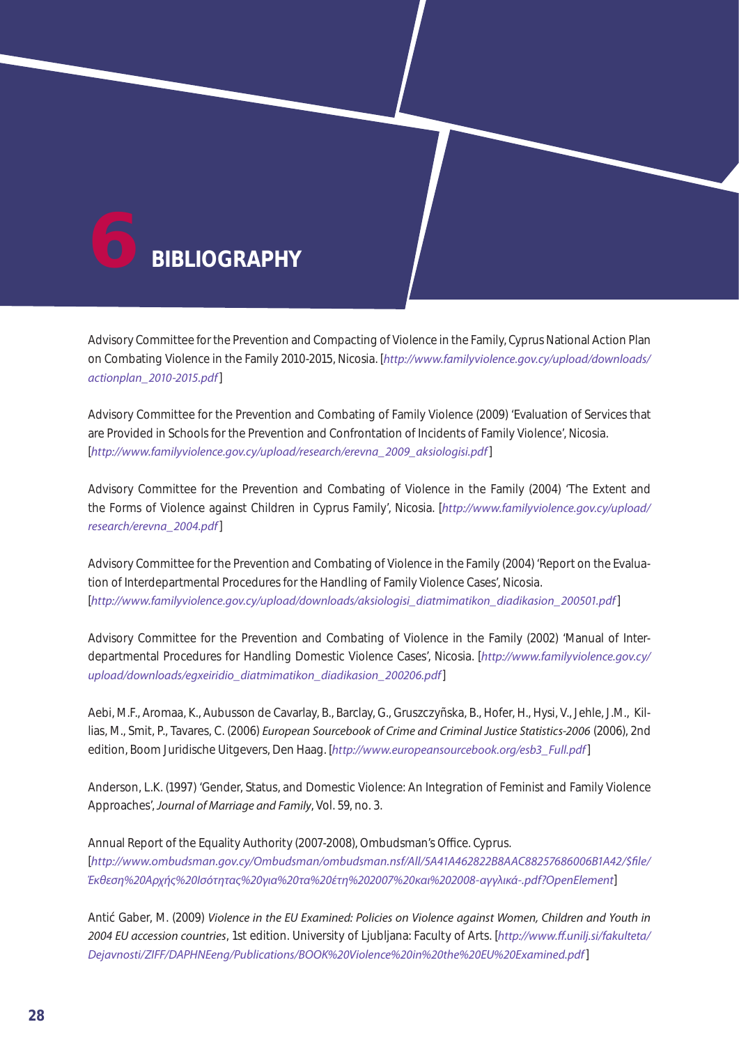# 6 BIBLIOGRAPHY

Advisory Committee for the Prevention and Compacting of Violence in the Family, Cyprus National Action Plan on Combating Violence in the Family 2010-2015, Nicosia. [*http://www.familyviolence.gov.cy/upload/downloads/actionplan_2010-2015.pdf*]

Advisory Committee for the Prevention and Combating of Family Violence (2009) 'Evaluation of Services that are Provided in Schools for the Prevention and Confrontation of Incidents of Family Violence', Nicosia. [*http://www.familyviolence.gov.cy/upload/research/erevna_2009_aksiologisi.pdf*]

Advisory Committee for the Prevention and Combating of Violence in the Family (2004) 'The Extent and the Forms of Violence against Children in Cyprus Family', Nicosia. [*http://www.familyviolence.gov.cy/upload/research/erevna_2004.pdf*]

Advisory Committee for the Prevention and Combating of Violence in the Family (2004) 'Report on the Evaluation of Interdepartmental Procedures for the Handling of Family Violence Cases', Nicosia. [*http://www.familyviolence.gov.cy/upload/downloads/aksiologisi_diatmimatikon_diadikasion_200501.pdf*]

Advisory Committee for the Prevention and Combating of Violence in the Family (2002) 'Manual of Interdepartmental Procedures for Handling Domestic Violence Cases', Nicosia. [*http://www.familyviolence.gov.cy/upload/downloads/egxeiridio_diatmimatikon_diadikasion_200206.pdf*]

Aebi, M.F., Aromaa, K., Aubusson de Cavarlay, B., Barclay, G., Gruszczyñska, B., Hofer, H., Hysi, V., Jehle, J.M., Killias, M., Smit, P., Tavares, C. (2006) *European Sourcebook of Crime and Criminal Justice Statistics-2006* (2006), 2nd edition, Boom Juridische Uitgevers, Den Haag. [*http://www.europeansourcebook.org/esb3_Full.pdf*]

Anderson, L.K. (1997) 'Gender, Status, and Domestic Violence: An Integration of Feminist and Family Violence Approaches', *Journal of Marriage and Family*, Vol. 59, no. 3.

Annual Report of the Equality Authority (2007-2008), Ombudsman's Office. Cyprus. [*http://www.ombudsman.gov.cy/Ombudsman/ombudsman.nsf/All/5A41A462822B8AAC88257686006B1A42/$file/Έκθεση%20Αρχής%20Ισότητας%20για%20τα%20έτη%202007%20και%202008-αγγλικά-.pdf?OpenElement*]

Antić Gaber, M. (2009) *Violence in the EU Examined: Policies on Violence against Women, Children and Youth in 2004 EU accession countries*, 1st edition. University of Ljubljana: Faculty of Arts. [*http://www.ff.unilj.si/fakulteta/Dejavnosti/ZIFF/DAPHNEeng/Publications/BOOK%20Violence%20in%20the%20EU%20Examined.pdf*]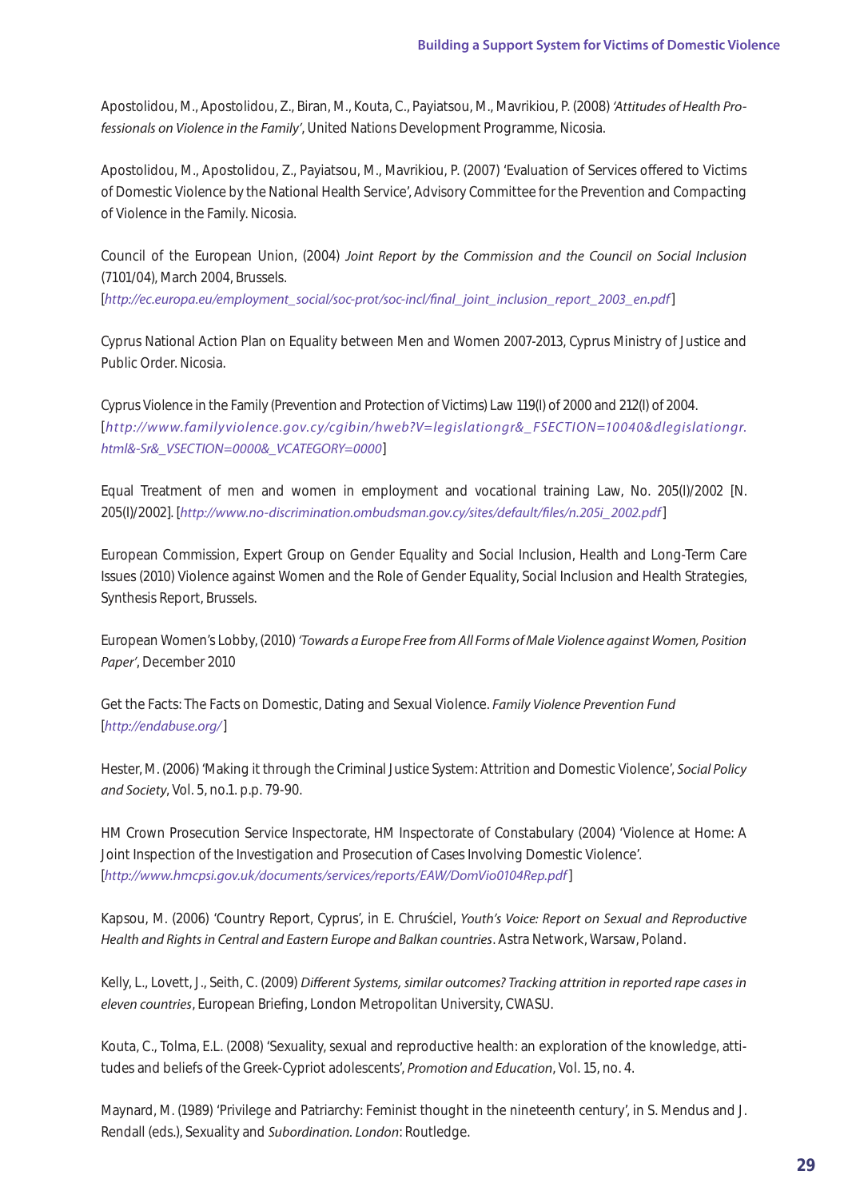Apostolidou, M., Apostolidou, Z., Biran, M., Kouta, C., Payiatsou, M., Mavrikiou, P. (2008) *'Attitudes of Health Professionals on Violence in the Family'*, United Nations Development Programme, Nicosia.

Apostolidou, M., Apostolidou, Z., Payiatsou, M., Mavrikiou, P. (2007) 'Evaluation of Services offered to Victims of Domestic Violence by the National Health Service', Advisory Committee for the Prevention and Compacting of Violence in the Family. Nicosia.

Council of the European Union, (2004) *Joint Report by the Commission and the Council on Social Inclusion* (7101/04), March 2004, Brussels.
[*http://ec.europa.eu/employment_social/soc-prot/soc-incl/final_joint_inclusion_report_2003_en.pdf*]

Cyprus National Action Plan on Equality between Men and Women 2007-2013, Cyprus Ministry of Justice and Public Order. Nicosia.

Cyprus Violence in the Family (Prevention and Protection of Victims) Law 119(I) of 2000 and 212(I) of 2004.
[*http://www.familyviolence.gov.cy/cgibin/hweb?V=legislationgr&_FSECTION=10040&dlegislationgr.html&-Sr&_VSECTION=0000&_VCATEGORY=0000*]

Equal Treatment of men and women in employment and vocational training Law, No. 205(I)/2002 [N. 205(I)/2002]. [*http://www.no-discrimination.ombudsman.gov.cy/sites/default/files/n.205i_2002.pdf*]

European Commission, Expert Group on Gender Equality and Social Inclusion, Health and Long-Term Care Issues (2010) Violence against Women and the Role of Gender Equality, Social Inclusion and Health Strategies, Synthesis Report, Brussels.

European Women's Lobby, (2010) *'Towards a Europe Free from All Forms of Male Violence against Women, Position Paper'*, December 2010

Get the Facts: The Facts on Domestic, Dating and Sexual Violence. *Family Violence Prevention Fund*
[*http://endabuse.org/*]

Hester, M. (2006) 'Making it through the Criminal Justice System: Attrition and Domestic Violence', *Social Policy and Society*, Vol. 5, no.1. p.p. 79-90.

HM Crown Prosecution Service Inspectorate, HM Inspectorate of Constabulary (2004) 'Violence at Home: A Joint Inspection of the Investigation and Prosecution of Cases Involving Domestic Violence'.
[*http://www.hmcpsi.gov.uk/documents/services/reports/EAW/DomVio0104Rep.pdf*]

Kapsou, M. (2006) 'Country Report, Cyprus', in E. Chruściel, *Youth's Voice: Report on Sexual and Reproductive Health and Rights in Central and Eastern Europe and Balkan countries*. Astra Network, Warsaw, Poland.

Kelly, L., Lovett, J., Seith, C. (2009) *Different Systems, similar outcomes? Tracking attrition in reported rape cases in eleven countries*, European Briefing, London Metropolitan University, CWASU.

Kouta, C., Tolma, E.L. (2008) 'Sexuality, sexual and reproductive health: an exploration of the knowledge, attitudes and beliefs of the Greek-Cypriot adolescents', *Promotion and Education*, Vol. 15, no. 4.

Maynard, M. (1989) 'Privilege and Patriarchy: Feminist thought in the nineteenth century', in S. Mendus and J. Rendall (eds.), Sexuality and *Subordination. London*: Routledge.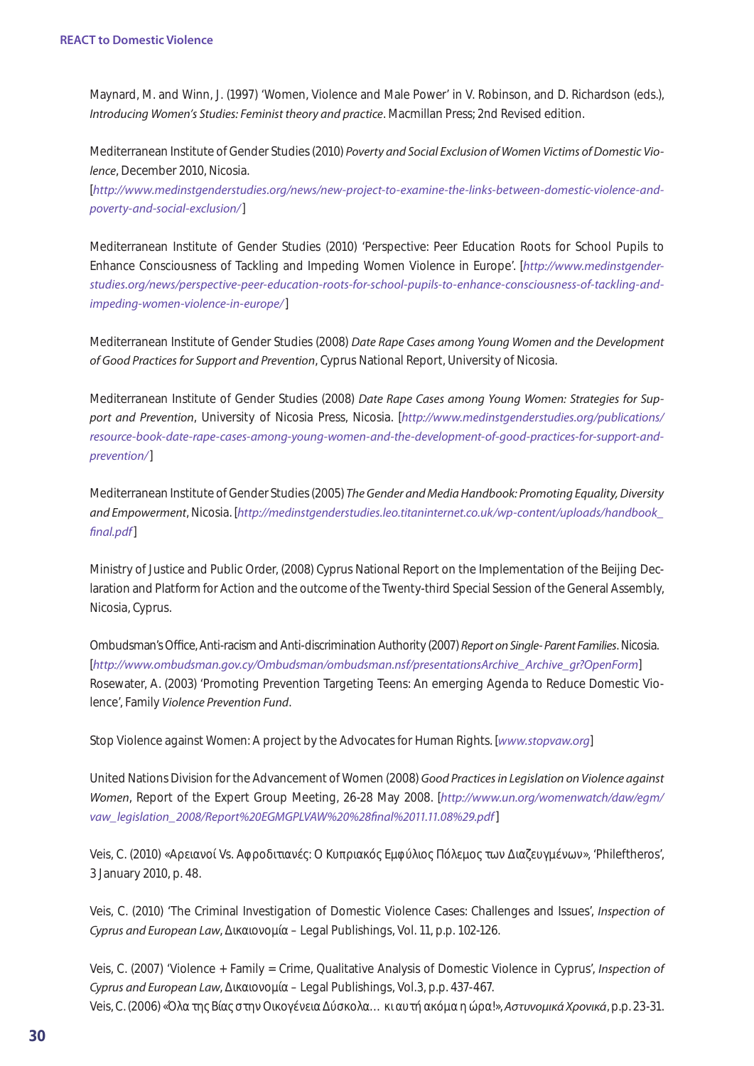Maynard, M. and Winn, J. (1997) 'Women, Violence and Male Power' in V. Robinson, and D. Richardson (eds.), *Introducing Women's Studies: Feminist theory and practice*. Macmillan Press; 2nd Revised edition.

Mediterranean Institute of Gender Studies (2010) *Poverty and Social Exclusion of Women Victims of Domestic Violence*, December 2010, Nicosia.
[*http://www.medinstgenderstudies.org/news/new-project-to-examine-the-links-between-domestic-violence-and-poverty-and-social-exclusion/*]

Mediterranean Institute of Gender Studies (2010) 'Perspective: Peer Education Roots for School Pupils to Enhance Consciousness of Tackling and Impeding Women Violence in Europe'. [*http://www.medinstgenderstudies.org/news/perspective-peer-education-roots-for-school-pupils-to-enhance-consciousness-of-tackling-and-impeding-women-violence-in-europe/*]

Mediterranean Institute of Gender Studies (2008) *Date Rape Cases among Young Women and the Development of Good Practices for Support and Prevention*, Cyprus National Report, University of Nicosia.

Mediterranean Institute of Gender Studies (2008) *Date Rape Cases among Young Women: Strategies for Support and Prevention*, University of Nicosia Press, Nicosia. [*http://www.medinstgenderstudies.org/publications/resource-book-date-rape-cases-among-young-women-and-the-development-of-good-practices-for-support-and-prevention/*]

Mediterranean Institute of Gender Studies (2005) *The Gender and Media Handbook: Promoting Equality, Diversity and Empowerment*, Nicosia. [*http://medinstgenderstudies.leo.titaninternet.co.uk/wp-content/uploads/handbook_final.pdf*]

Ministry of Justice and Public Order, (2008) Cyprus National Report on the Implementation of the Beijing Declaration and Platform for Action and the outcome of the Twenty-third Special Session of the General Assembly, Nicosia, Cyprus.

Ombudsman's Office, Anti-racism and Anti-discrimination Authority (2007) *Report on Single- Parent Families*. Nicosia.
[*http://www.ombudsman.gov.cy/Ombudsman/ombudsman.nsf/presentationsArchive_Archive_gr?OpenForm*]
Rosewater, A. (2003) 'Promoting Prevention Targeting Teens: An emerging Agenda to Reduce Domestic Violence', Family *Violence Prevention Fund*.

Stop Violence against Women: A project by the Advocates for Human Rights. [*www.stopvaw.org*]

United Nations Division for the Advancement of Women (2008) *Good Practices in Legislation on Violence against Women*, Report of the Expert Group Meeting, 26-28 May 2008. [*http://www.un.org/womenwatch/daw/egm/vaw_legislation_2008/Report%20EGMGPLVAW%20%28final%2011.11.08%29.pdf*]

Veis, C. (2010) «Αρειανοί Vs. Αφροδιτιανές: Ο Κυπριακός Εμφύλιος Πόλεμος των Διαζευγμένων», 'Phileftheros', 3 January 2010, p. 48.

Veis, C. (2010) 'The Criminal Investigation of Domestic Violence Cases: Challenges and Issues', *Inspection of Cyprus and European Law*, Δικαιονομία – Legal Publishings, Vol. 11, p.p. 102-126.

Veis, C. (2007) 'Violence + Family = Crime, Qualitative Analysis of Domestic Violence in Cyprus', *Inspection of Cyprus and European Law*, Δικαιονομία – Legal Publishings, Vol.3, p.p. 437-467.
Veis, C. (2006) «Όλα της Βίας στην Οικογένεια Δύσκολα… κι αυτή ακόμα η ώρα!», *Αστυνομικά Χρονικά*, p.p. 23-31.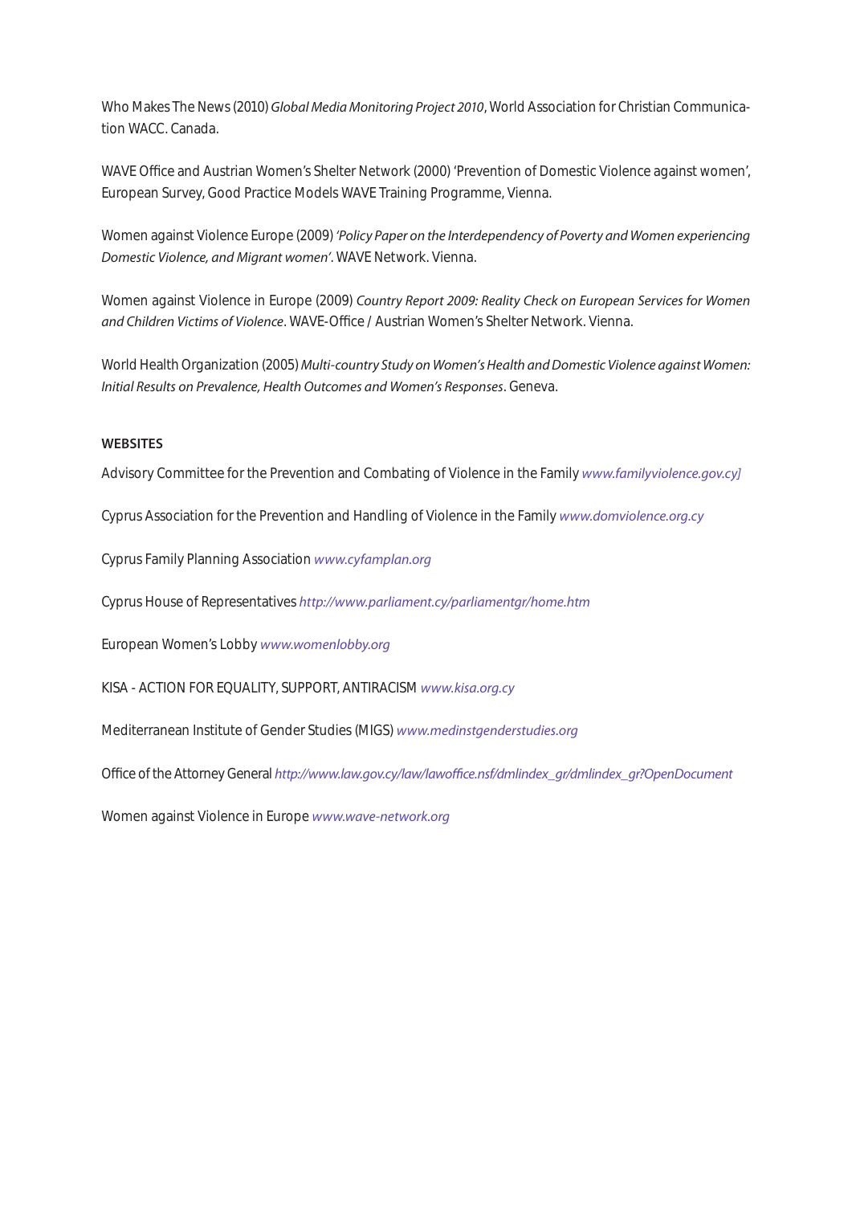Who Makes The News (2010) *Global Media Monitoring Project 2010*, World Association for Christian Communication WACC. Canada.

WAVE Office and Austrian Women's Shelter Network (2000) 'Prevention of Domestic Violence against women', European Survey, Good Practice Models WAVE Training Programme, Vienna.

Women against Violence Europe (2009) *'Policy Paper on the Interdependency of Poverty and Women experiencing Domestic Violence, and Migrant women'*. WAVE Network. Vienna.

Women against Violence in Europe (2009) *Country Report 2009: Reality Check on European Services for Women and Children Victims of Violence*. WAVE-Office / Austrian Women's Shelter Network. Vienna.

World Health Organization (2005) *Multi-country Study on Women's Health and Domestic Violence against Women: Initial Results on Prevalence, Health Outcomes and Women's Responses*. Geneva.

**WEBSITES**

Advisory Committee for the Prevention and Combating of Violence in the Family *www.familyviolence.gov.cy]*

Cyprus Association for the Prevention and Handling of Violence in the Family *www.domviolence.org.cy*

Cyprus Family Planning Association *www.cyfamplan.org*

Cyprus House of Representatives *http://www.parliament.cy/parliamentgr/home.htm*

European Women's Lobby *www.womenlobby.org*

KISA - ACTION FOR EQUALITY, SUPPORT, ANTIRACISM *www.kisa.org.cy*

Mediterranean Institute of Gender Studies (MIGS) *www.medinstgenderstudies.org*

Office of the Attorney General *http://www.law.gov.cy/law/lawoffice.nsf/dmlindex_gr/dmlindex_gr?OpenDocument*

Women against Violence in Europe *www.wave-network.org*